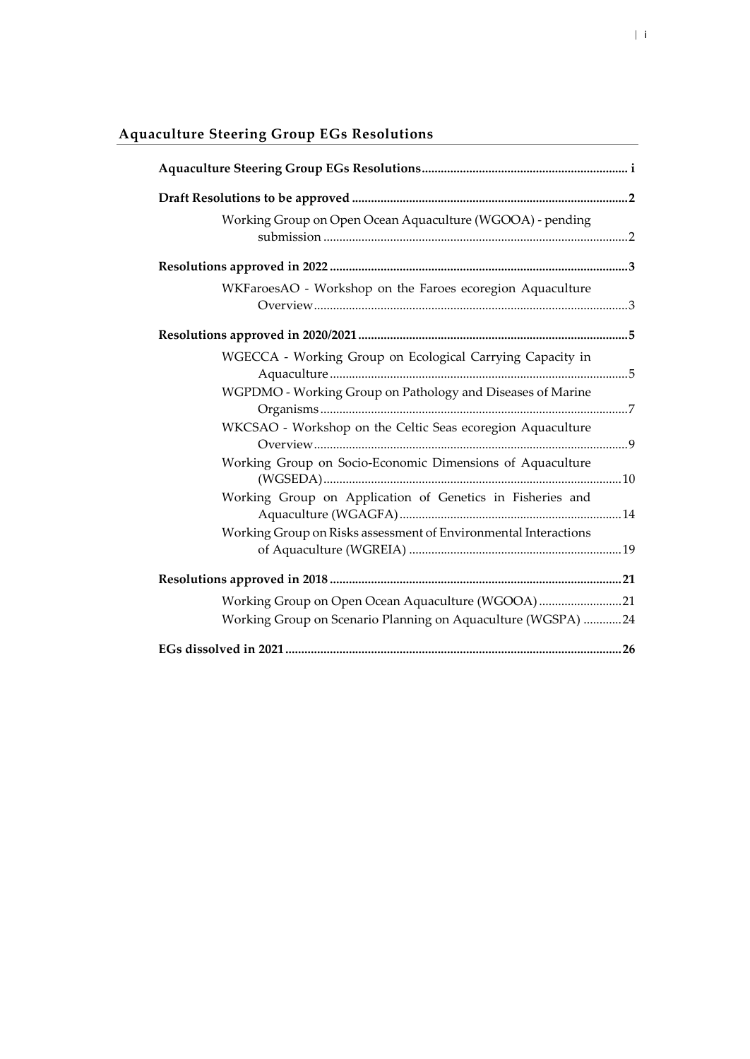## Aquaculture Steering Group EGs Resolutions

**Aquaculture Steering Group EGs Resolutions** .................................................................. i

**Draft Resolutions to be approved** ........................................................................................ 2

- Working Group on Open Ocean Aquaculture (WGOOA) - pending submission ........................................................................................ 2

**Resolutions approved in 2022** .............................................................................................. 3

- WKFaroesAO - Workshop on the Faroes ecoregion Aquaculture Overview .................................................................................................. 3

**Resolutions approved in 2020/2021** ..................................................................................... 5

- WGECCA - Working Group on Ecological Carrying Capacity in Aquaculture ............................................................................................. 5
- WGPDMO - Working Group on Pathology and Diseases of Marine Organisms .................................................................................................. 7
- WKCSAO - Workshop on the Celtic Seas ecoregion Aquaculture Overview .................................................................................................. 9
- Working Group on Socio-Economic Dimensions of Aquaculture (WGSEDA) ............................................................................................ 10
- Working Group on Application of Genetics in Fisheries and Aquaculture (WGAGFA) ..................................................................... 14
- Working Group on Risks assessment of Environmental Interactions of Aquaculture (WGREIA) ................................................................ 19

**Resolutions approved in 2018** ............................................................................................ 21

- Working Group on Open Ocean Aquaculture (WGOOA) .......................... 21
- Working Group on Scenario Planning on Aquaculture (WGSPA) ............ 24

**EGs dissolved in 2021** ......................................................................................................... 26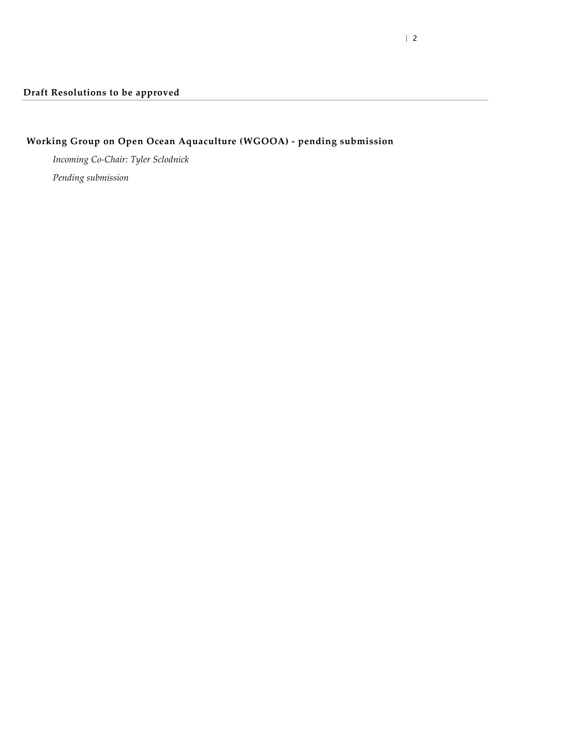## Draft Resolutions to be approved

### Working Group on Open Ocean Aquaculture (WGOOA) - pending submission

*Incoming Co-Chair: Tyler Sclodnick*

*Pending submission*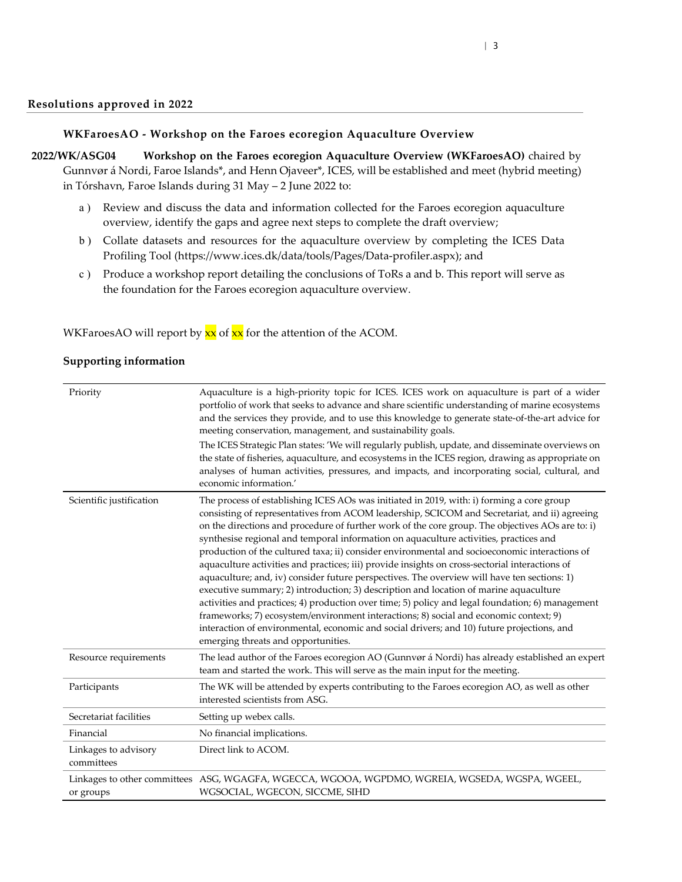## Resolutions approved in 2022

### WKFaroesAO - Workshop on the Faroes ecoregion Aquaculture Overview

**2022/WK/ASG04** **Workshop on the Faroes ecoregion Aquaculture Overview (WKFaroesAO)** chaired by Gunnvør á Nordi, Faroe Islands*, and Henn Ojaveer*, ICES, will be established and meet (hybrid meeting) in Tórshavn, Faroe Islands during 31 May – 2 June 2022 to:

a ) Review and discuss the data and information collected for the Faroes ecoregion aquaculture overview, identify the gaps and agree next steps to complete the draft overview;

b ) Collate datasets and resources for the aquaculture overview by completing the ICES Data Profiling Tool (https://www.ices.dk/data/tools/Pages/Data-profiler.aspx); and

c ) Produce a workshop report detailing the conclusions of ToRs a and b. This report will serve as the foundation for the Faroes ecoregion aquaculture overview.

WKFaroesAO will report by xx of xx for the attention of the ACOM.

**Supporting information**

| | |
|---|---|
| Priority | Aquaculture is a high-priority topic for ICES. ICES work on aquaculture is part of a wider portfolio of work that seeks to advance and share scientific understanding of marine ecosystems and the services they provide, and to use this knowledge to generate state-of-the-art advice for meeting conservation, management, and sustainability goals.<br>The ICES Strategic Plan states: 'We will regularly publish, update, and disseminate overviews on the state of fisheries, aquaculture, and ecosystems in the ICES region, drawing as appropriate on analyses of human activities, pressures, and impacts, and incorporating social, cultural, and economic information.' |
| Scientific justification | The process of establishing ICES AOs was initiated in 2019, with: i) forming a core group consisting of representatives from ACOM leadership, SCICOM and Secretariat, and ii) agreeing on the directions and procedure of further work of the core group. The objectives AOs are to: i) synthesise regional and temporal information on aquaculture activities, practices and production of the cultured taxa; ii) consider environmental and socioeconomic interactions of aquaculture activities and practices; iii) provide insights on cross-sectorial interactions of aquaculture; and, iv) consider future perspectives. The overview will have ten sections: 1) executive summary; 2) introduction; 3) description and location of marine aquaculture activities and practices; 4) production over time; 5) policy and legal foundation; 6) management frameworks; 7) ecosystem/environment interactions; 8) social and economic context; 9) interaction of environmental, economic and social drivers; and 10) future projections, and emerging threats and opportunities. |
| Resource requirements | The lead author of the Faroes ecoregion AO (Gunnvør á Nordi) has already established an expert team and started the work. This will serve as the main input for the meeting. |
| Participants | The WK will be attended by experts contributing to the Faroes ecoregion AO, as well as other interested scientists from ASG. |
| Secretariat facilities | Setting up webex calls. |
| Financial | No financial implications. |
| Linkages to advisory committees | Direct link to ACOM. |
| Linkages to other committees or groups | ASG, WGAGFA, WGECCA, WGOOA, WGPDMO, WGREIA, WGSEDA, WGSPA, WGEEL, WGSOCIAL, WGECON, SICCME, SIHD |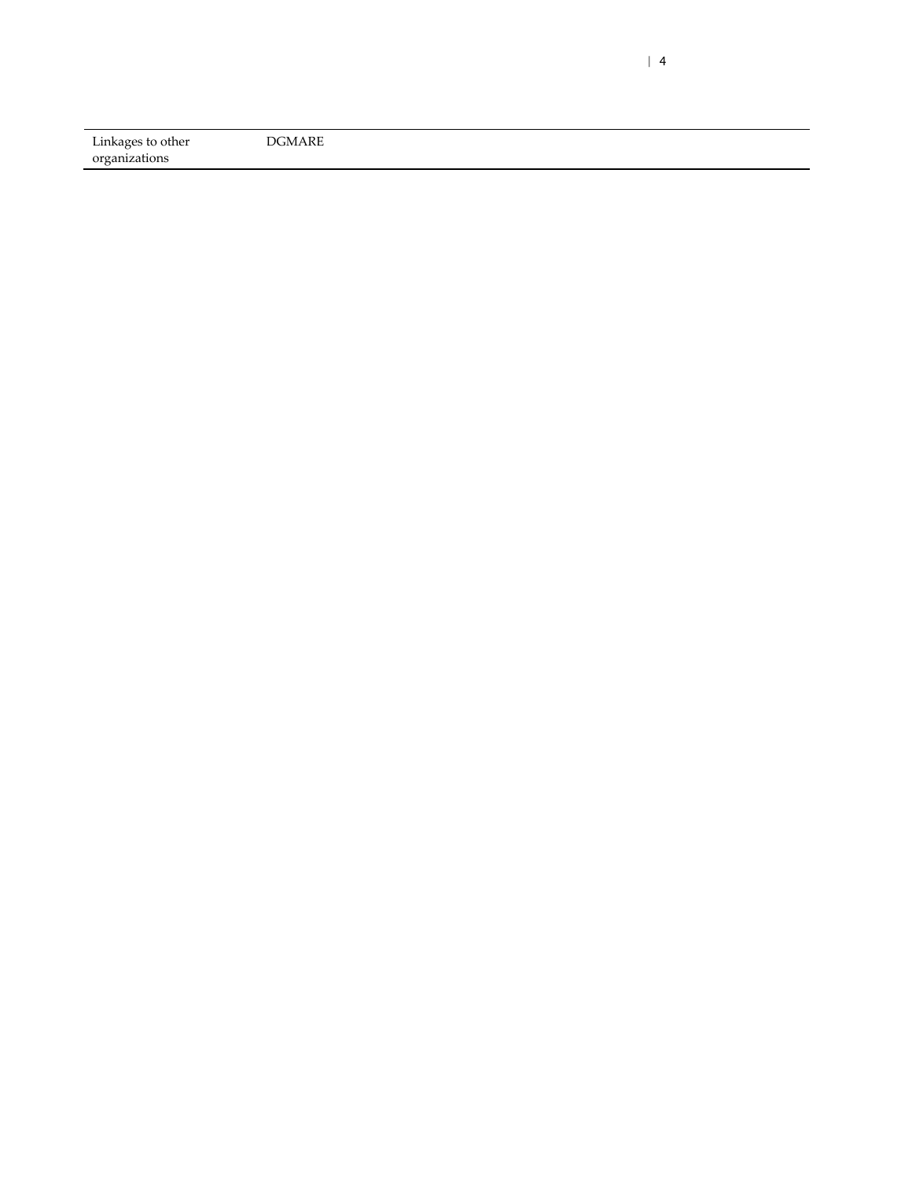| Linkages to other organizations | DGMARE |
|---|---|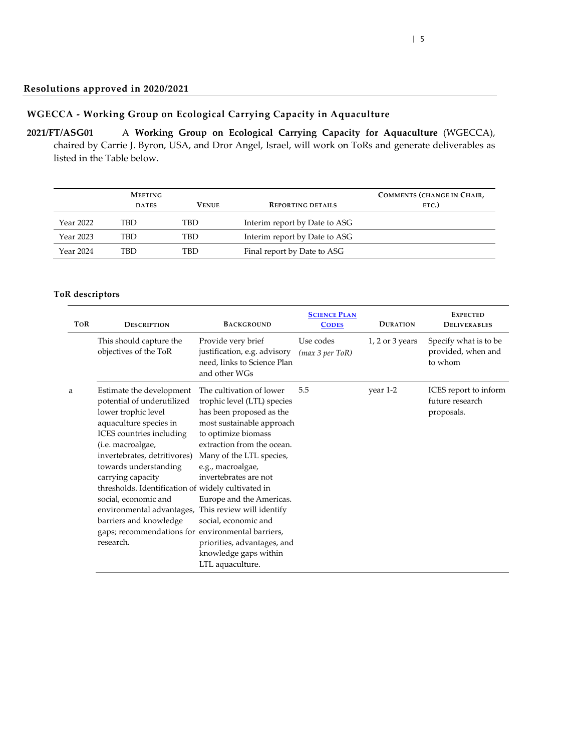## Resolutions approved in 2020/2021

### WGECCA - Working Group on Ecological Carrying Capacity in Aquaculture

**2021/FT/ASG01** A **Working Group on Ecological Carrying Capacity for Aquaculture** (WGECCA), chaired by Carrie J. Byron, USA, and Dror Angel, Israel, will work on ToRs and generate deliverables as listed in the Table below.

| | Meeting dates | Venue | Reporting details | Comments (change in Chair, etc.) |
|---|---|---|---|---|
| Year 2022 | TBD | TBD | Interim report by Date to ASG | |
| Year 2023 | TBD | TBD | Interim report by Date to ASG | |
| Year 2024 | TBD | TBD | Final report by Date to ASG | |

#### ToR descriptors

| ToR | Description | Background | Science Plan Codes | Duration | Expected Deliverables |
|---|---|---|---|---|---|
| | This should capture the objectives of the ToR | Provide very brief justification, e.g. advisory need, links to Science Plan and other WGs | Use codes *(max 3 per ToR)* | 1, 2 or 3 years | Specify what is to be provided, when and to whom |
| a | Estimate the development potential of underutilized lower trophic level aquaculture species in ICES countries including (i.e. macroalgae, invertebrates, detritivores) towards understanding carrying capacity thresholds. Identification of social, economic and environmental advantages, barriers and knowledge gaps; recommendations for research. | The cultivation of lower trophic level (LTL) species has been proposed as the most sustainable approach to optimize biomass extraction from the ocean. Many of the LTL species, e.g., macroalgae, invertebrates are not widely cultivated in Europe and the Americas. This review will identify social, economic and environmental barriers, priorities, advantages, and knowledge gaps within LTL aquaculture. | 5.5 | year 1-2 | ICES report to inform future research proposals. |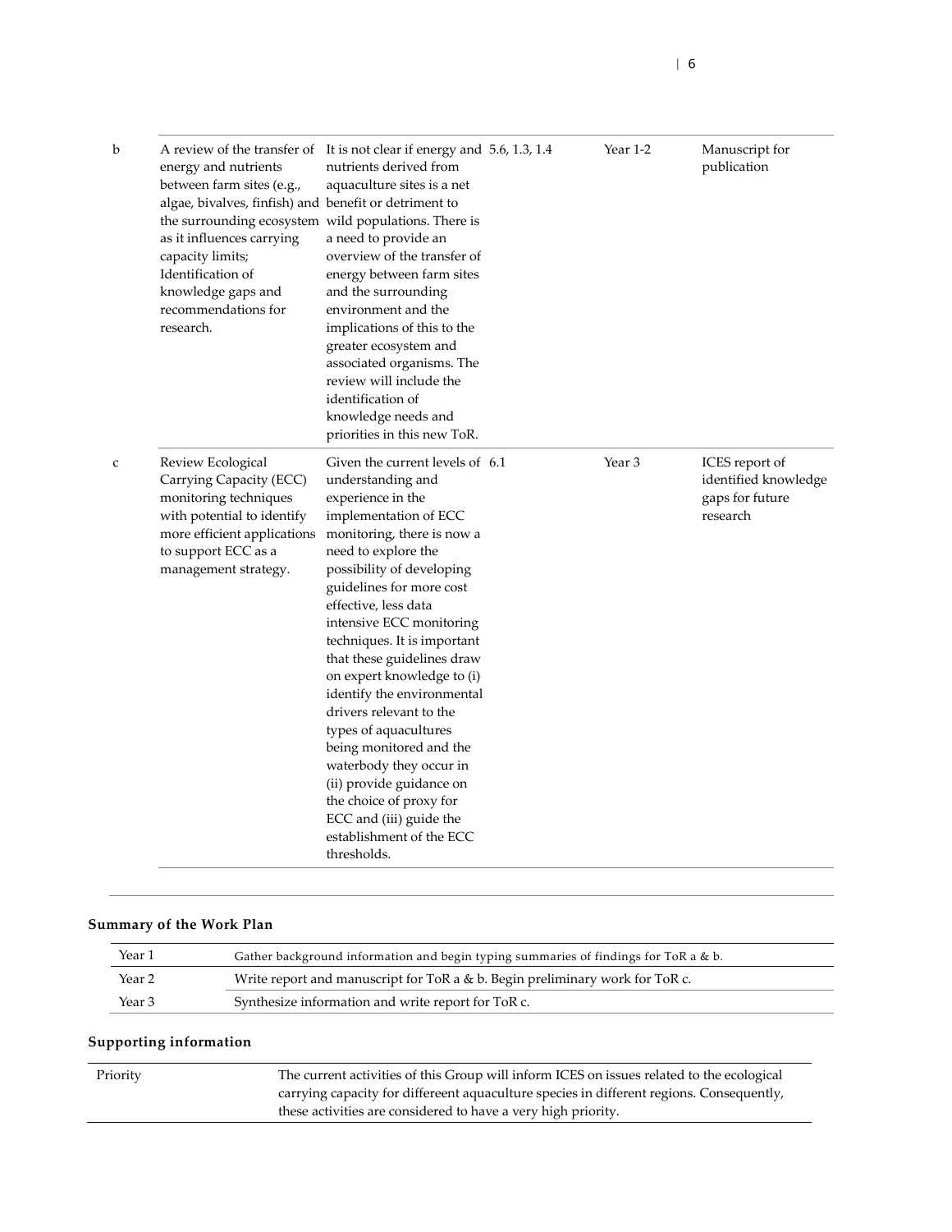| | | | | | |
|---|---|---|---|---|---|
| b | A review of the transfer of energy and nutrients between farm sites (e.g., algae, bivalves, finfish) and the surrounding ecosystem as it influences carrying capacity limits; Identification of knowledge gaps and recommendations for research. | It is not clear if energy and nutrients derived from aquaculture sites is a net benefit or detriment to wild populations. There is a need to provide an overview of the transfer of energy between farm sites and the surrounding environment and the implications of this to the greater ecosystem and associated organisms. The review will include the identification of knowledge needs and priorities in this new ToR. | 5.6, 1.3, 1.4 | Year 1-2 | Manuscript for publication |
| c | Review Ecological Carrying Capacity (ECC) monitoring techniques with potential to identify more efficient applications to support ECC as a management strategy. | Given the current levels of understanding and experience in the implementation of ECC monitoring, there is now a need to explore the possibility of developing guidelines for more cost effective, less data intensive ECC monitoring techniques. It is important that these guidelines draw on expert knowledge to (i) identify the environmental drivers relevant to the types of aquacultures being monitored and the waterbody they occur in (ii) provide guidance on the choice of proxy for ECC and (iii) guide the establishment of the ECC thresholds. | 6.1 | Year 3 | ICES report of identified knowledge gaps for future research |

## Summary of the Work Plan

| | |
|---|---|
| Year 1 | Gather background information and begin typing summaries of findings for ToR a & b. |
| Year 2 | Write report and manuscript for ToR a & b. Begin preliminary work for ToR c. |
| Year 3 | Synthesize information and write report for ToR c. |

## Supporting information

| | |
|---|---|
| Priority | The current activities of this Group will inform ICES on issues related to the ecological carrying capacity for differeent aquaculture species in different regions. Consequently, these activities are considered to have a very high priority. |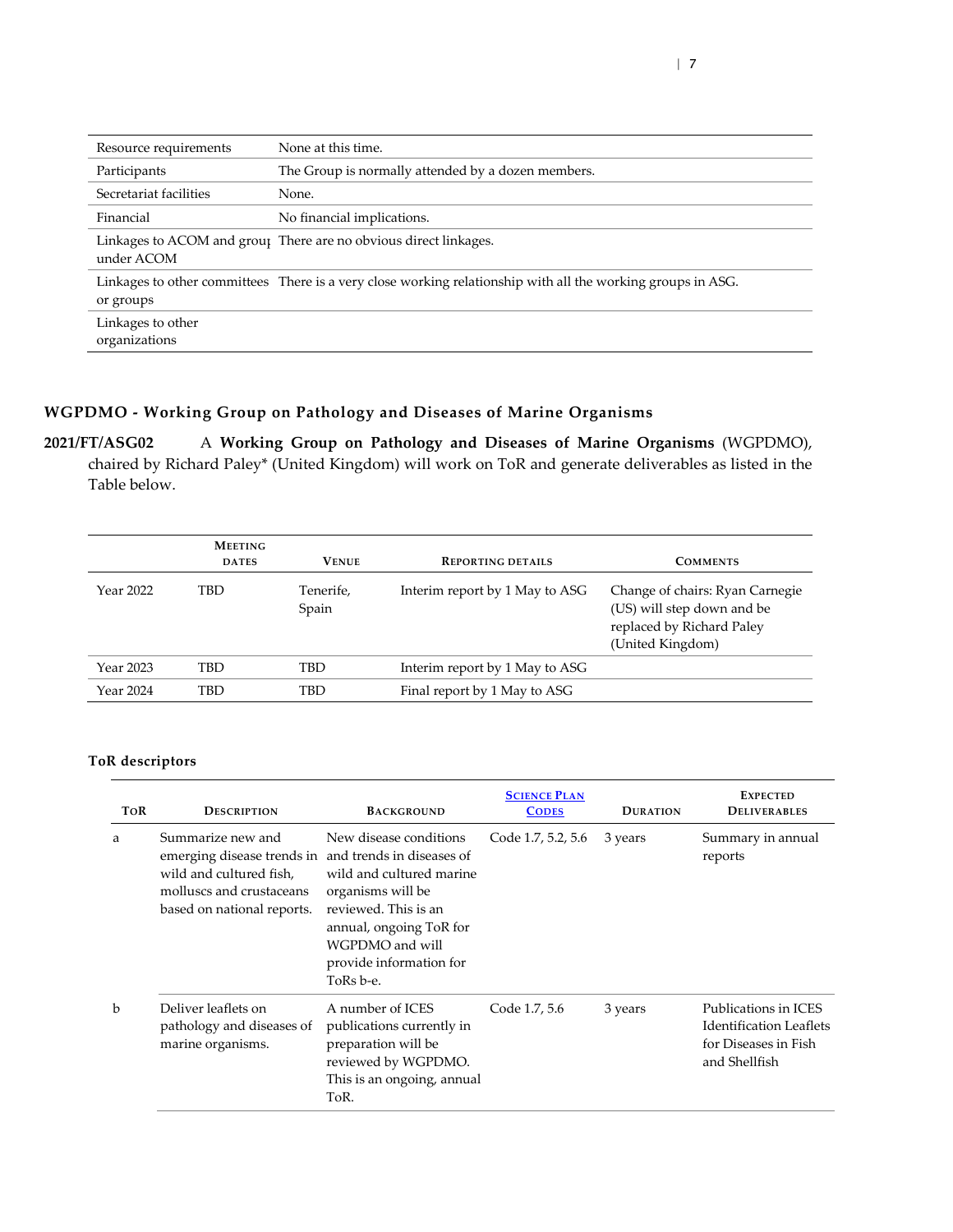| | |
|---|---|
| Resource requirements | None at this time. |
| Participants | The Group is normally attended by a dozen members. |
| Secretariat facilities | None. |
| Financial | No financial implications. |
| Linkages to ACOM and groups under ACOM | There are no obvious direct linkages. |
| Linkages to other committees or groups | There is a very close working relationship with all the working groups in ASG. |
| Linkages to other organizations | |

## WGPDMO - Working Group on Pathology and Diseases of Marine Organisms

**2021/FT/ASG02** A **Working Group on Pathology and Diseases of Marine Organisms** (WGPDMO), chaired by Richard Paley* (United Kingdom) will work on ToR and generate deliverables as listed in the Table below.

| | Meeting dates | Venue | Reporting details | Comments |
|---|---|---|---|---|
| Year 2022 | TBD | Tenerife, Spain | Interim report by 1 May to ASG | Change of chairs: Ryan Carnegie (US) will step down and be replaced by Richard Paley (United Kingdom) |
| Year 2023 | TBD | TBD | Interim report by 1 May to ASG | |
| Year 2024 | TBD | TBD | Final report by 1 May to ASG | |

### ToR descriptors

| ToR | Description | Background | Science Plan Codes | Duration | Expected Deliverables |
|---|---|---|---|---|---|
| a | Summarize new and emerging disease trends in wild and cultured fish, molluscs and crustaceans based on national reports. | New disease conditions and trends in diseases of wild and cultured marine organisms will be reviewed. This is an annual, ongoing ToR for WGPDMO and will provide information for ToRs b-e. | Code 1.7, 5.2, 5.6 | 3 years | Summary in annual reports |
| b | Deliver leaflets on pathology and diseases of marine organisms. | A number of ICES publications currently in preparation will be reviewed by WGPDMO. This is an ongoing, annual ToR. | Code 1.7, 5.6 | 3 years | Publications in ICES Identification Leaflets for Diseases in Fish and Shellfish |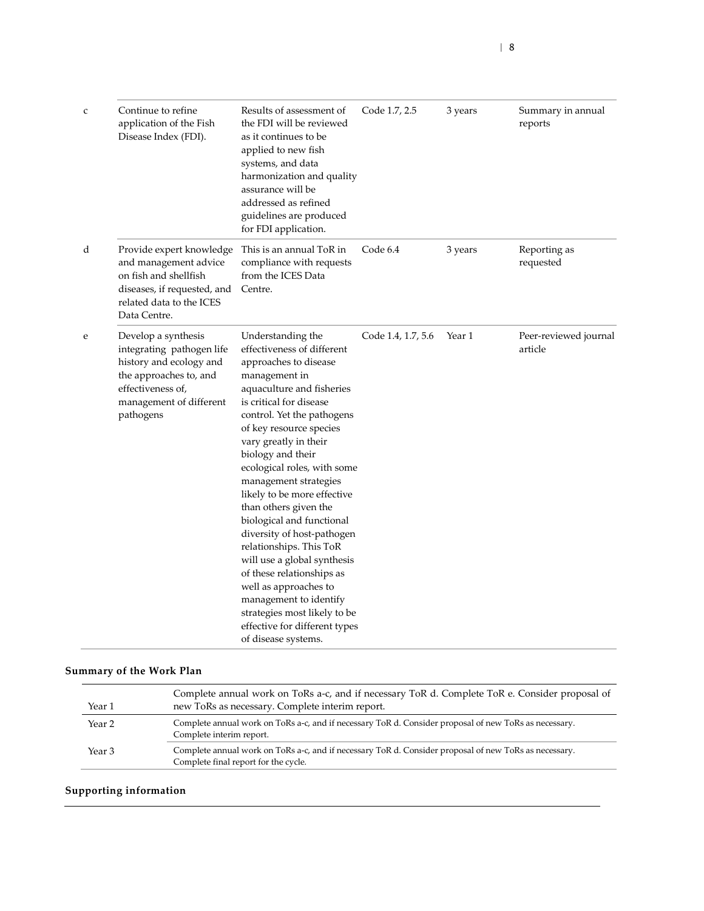| | | | | | |
|---|---|---|---|---|---|
| c | Continue to refine application of the Fish Disease Index (FDI). | Results of assessment of the FDI will be reviewed as it continues to be applied to new fish systems, and data harmonization and quality assurance will be addressed as refined guidelines are produced for FDI application. | Code 1.7, 2.5 | 3 years | Summary in annual reports |
| d | Provide expert knowledge and management advice on fish and shellfish diseases, if requested, and related data to the ICES Data Centre. | This is an annual ToR in compliance with requests from the ICES Data Centre. | Code 6.4 | 3 years | Reporting as requested |
| e | Develop a synthesis integrating pathogen life history and ecology and the approaches to, and effectiveness of, management of different pathogens | Understanding the effectiveness of different approaches to disease management in aquaculture and fisheries is critical for disease control. Yet the pathogens of key resource species vary greatly in their biology and their ecological roles, with some management strategies likely to be more effective than others given the biological and functional diversity of host-pathogen relationships. This ToR will use a global synthesis of these relationships as well as approaches to management to identify strategies most likely to be effective for different types of disease systems. | Code 1.4, 1.7, 5.6 | Year 1 | Peer-reviewed journal article |

## Summary of the Work Plan

| | |
|---|---|
| Year 1 | Complete annual work on ToRs a-c, and if necessary ToR d. Complete ToR e. Consider proposal of new ToRs as necessary. Complete interim report. |
| Year 2 | Complete annual work on ToRs a-c, and if necessary ToR d. Consider proposal of new ToRs as necessary. Complete interim report. |
| Year 3 | Complete annual work on ToRs a-c, and if necessary ToR d. Consider proposal of new ToRs as necessary. Complete final report for the cycle. |

## Supporting information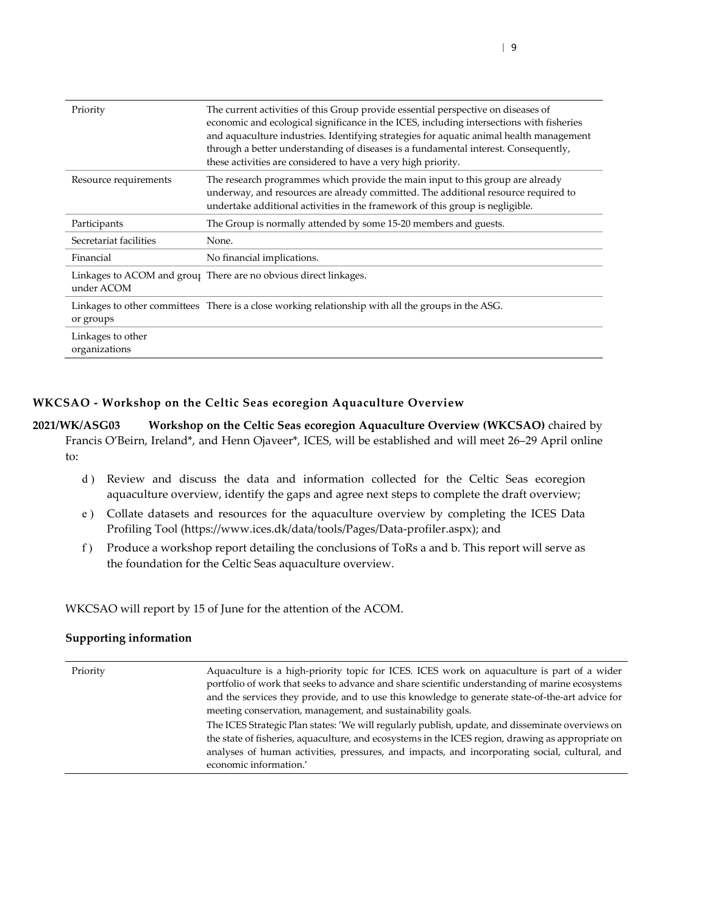| | |
|---|---|
| Priority | The current activities of this Group provide essential perspective on diseases of economic and ecological significance in the ICES, including intersections with fisheries and aquaculture industries. Identifying strategies for aquatic animal health management through a better understanding of diseases is a fundamental interest. Consequently, these activities are considered to have a very high priority. |
| Resource requirements | The research programmes which provide the main input to this group are already underway, and resources are already committed. The additional resource required to undertake additional activities in the framework of this group is negligible. |
| Participants | The Group is normally attended by some 15-20 members and guests. |
| Secretariat facilities | None. |
| Financial | No financial implications. |
| Linkages to ACOM and groups under ACOM | There are no obvious direct linkages. |
| Linkages to other committees or groups | There is a close working relationship with all the groups in the ASG. |
| Linkages to other organizations | |

### WKCSAO - Workshop on the Celtic Seas ecoregion Aquaculture Overview

**2021/WK/ASG03** **Workshop on the Celtic Seas ecoregion Aquaculture Overview (WKCSAO)** chaired by Francis O'Beirn, Ireland*, and Henn Ojaveer*, ICES, will be established and will meet 26–29 April online to:

d ) Review and discuss the data and information collected for the Celtic Seas ecoregion aquaculture overview, identify the gaps and agree next steps to complete the draft overview;

e ) Collate datasets and resources for the aquaculture overview by completing the ICES Data Profiling Tool (https://www.ices.dk/data/tools/Pages/Data-profiler.aspx); and

f ) Produce a workshop report detailing the conclusions of ToRs a and b. This report will serve as the foundation for the Celtic Seas aquaculture overview.

WKCSAO will report by 15 of June for the attention of the ACOM.

**Supporting information**

| | |
|---|---|
| Priority | Aquaculture is a high-priority topic for ICES. ICES work on aquaculture is part of a wider portfolio of work that seeks to advance and share scientific understanding of marine ecosystems and the services they provide, and to use this knowledge to generate state-of-the-art advice for meeting conservation, management, and sustainability goals.<br>The ICES Strategic Plan states: 'We will regularly publish, update, and disseminate overviews on the state of fisheries, aquaculture, and ecosystems in the ICES region, drawing as appropriate on analyses of human activities, pressures, and impacts, and incorporating social, cultural, and economic information.' |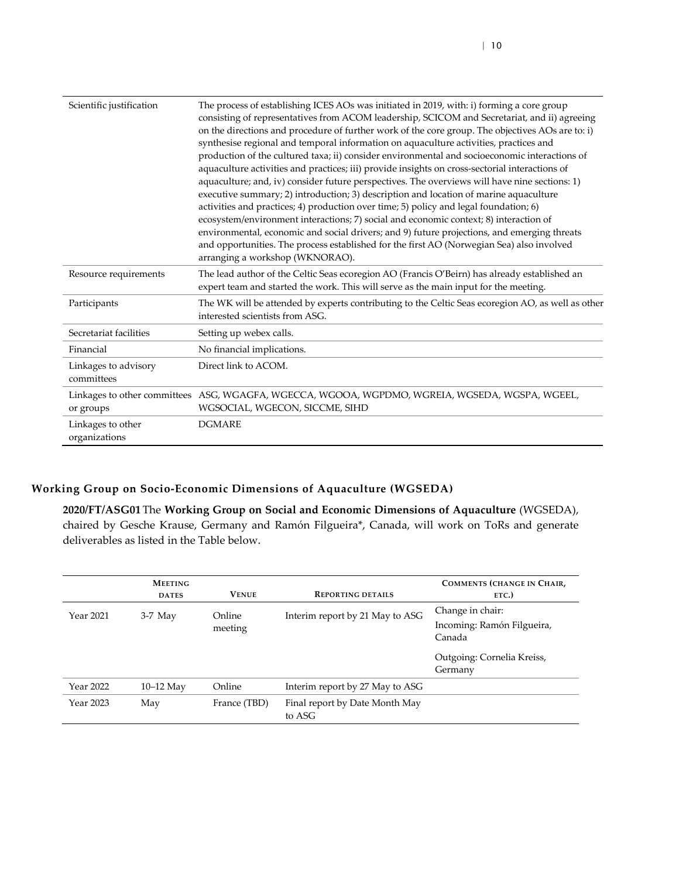| Scientific justification | The process of establishing ICES AOs was initiated in 2019, with: i) forming a core group consisting of representatives from ACOM leadership, SCICOM and Secretariat, and ii) agreeing on the directions and procedure of further work of the core group. The objectives AOs are to: i) synthesise regional and temporal information on aquaculture activities, practices and production of the cultured taxa; ii) consider environmental and socioeconomic interactions of aquaculture activities and practices; iii) provide insights on cross-sectorial interactions of aquaculture; and, iv) consider future perspectives. The overviews will have nine sections: 1) executive summary; 2) introduction; 3) description and location of marine aquaculture activities and practices; 4) production over time; 5) policy and legal foundation; 6) ecosystem/environment interactions; 7) social and economic context; 8) interaction of environmental, economic and social drivers; and 9) future projections, and emerging threats and opportunities. The process established for the first AO (Norwegian Sea) also involved arranging a workshop (WKNORAO). |
|---|---|
| Resource requirements | The lead author of the Celtic Seas ecoregion AO (Francis O'Beirn) has already established an expert team and started the work. This will serve as the main input for the meeting. |
| Participants | The WK will be attended by experts contributing to the Celtic Seas ecoregion AO, as well as other interested scientists from ASG. |
| Secretariat facilities | Setting up webex calls. |
| Financial | No financial implications. |
| Linkages to advisory committees | Direct link to ACOM. |
| Linkages to other committees or groups | ASG, WGAGFA, WGECCA, WGOOA, WGPDMO, WGREIA, WGSEDA, WGSPA, WGEEL, WGSOCIAL, WGECON, SICCME, SIHD |
| Linkages to other organizations | DGMARE |

### Working Group on Socio-Economic Dimensions of Aquaculture (WGSEDA)

**2020/FT/ASG01** The **Working Group on Social and Economic Dimensions of Aquaculture** (WGSEDA), chaired by Gesche Krause, Germany and Ramón Filgueira*, Canada, will work on ToRs and generate deliverables as listed in the Table below.

| | Meeting dates | Venue | Reporting details | Comments (change in Chair, etc.) |
|---|---|---|---|---|
| Year 2021 | 3-7 May | Online meeting | Interim report by 21 May to ASG | Change in chair: Incoming: Ramón Filgueira, Canada<br><br>Outgoing: Cornelia Kreiss, Germany |
| Year 2022 | 10–12 May | Online | Interim report by 27 May to ASG | |
| Year 2023 | May | France (TBD) | Final report by Date Month May to ASG | |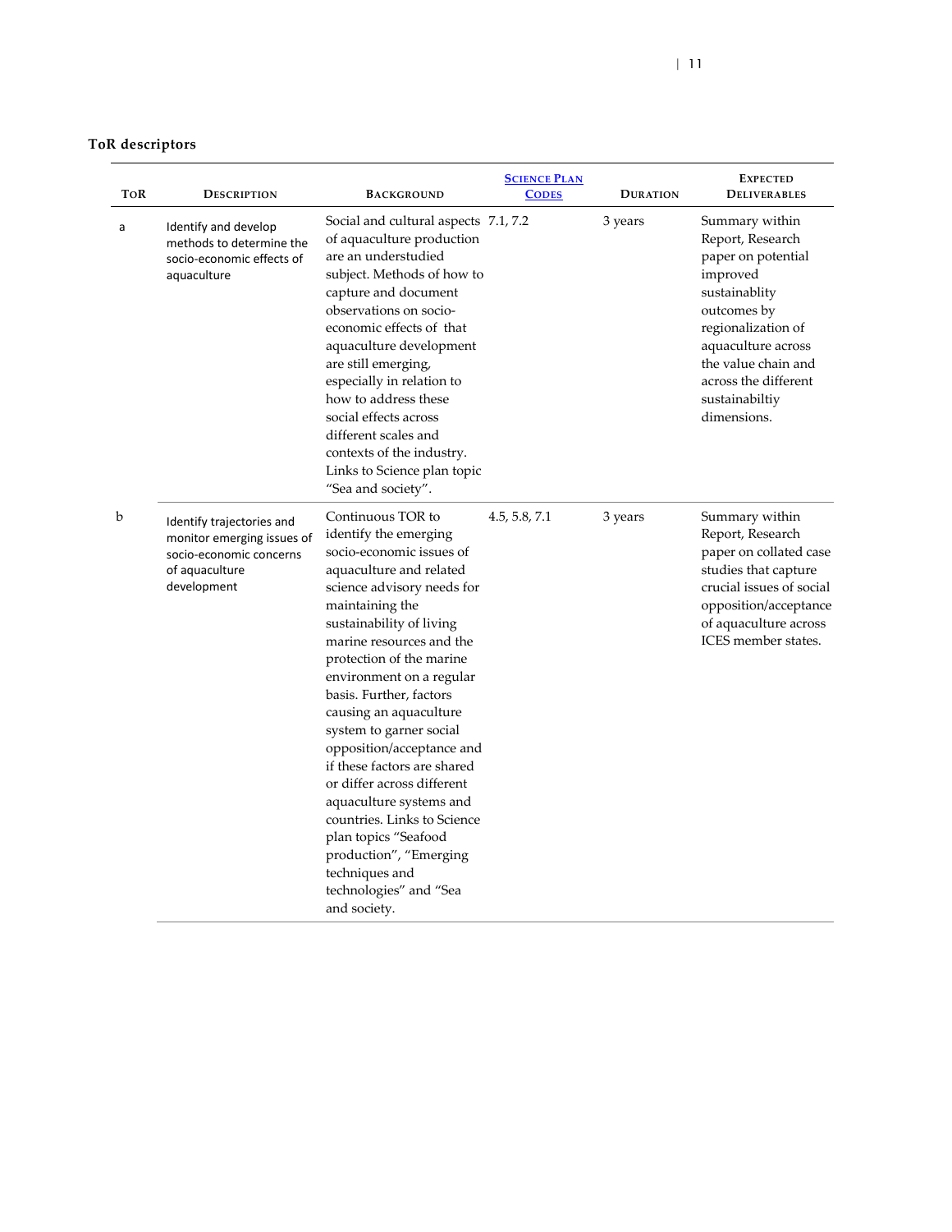**ToR descriptors**

| ToR | Description | Background | Science Plan Codes | Duration | Expected Deliverables |
|---|---|---|---|---|---|
| a | Identify and develop methods to determine the socio-economic effects of aquaculture | Social and cultural aspects of aquaculture production are an understudied subject. Methods of how to capture and document observations on socio-economic effects of that aquaculture development are still emerging, especially in relation to how to address these social effects across different scales and contexts of the industry. Links to Science plan topic "Sea and society". | 7.1, 7.2 | 3 years | Summary within Report, Research paper on potential improved sustainablity outcomes by regionalization of aquaculture across the value chain and across the different sustainabiltiy dimensions. |
| b | Identify trajectories and monitor emerging issues of socio-economic concerns of aquaculture development | Continuous TOR to identify the emerging socio-economic issues of aquaculture and related science advisory needs for maintaining the sustainability of living marine resources and the protection of the marine environment on a regular basis. Further, factors causing an aquaculture system to garner social opposition/acceptance and if these factors are shared or differ across different aquaculture systems and countries. Links to Science plan topics "Seafood production", "Emerging techniques and technologies" and "Sea and society. | 4.5, 5.8, 7.1 | 3 years | Summary within Report, Research paper on collated case studies that capture crucial issues of social opposition/acceptance of aquaculture across ICES member states. |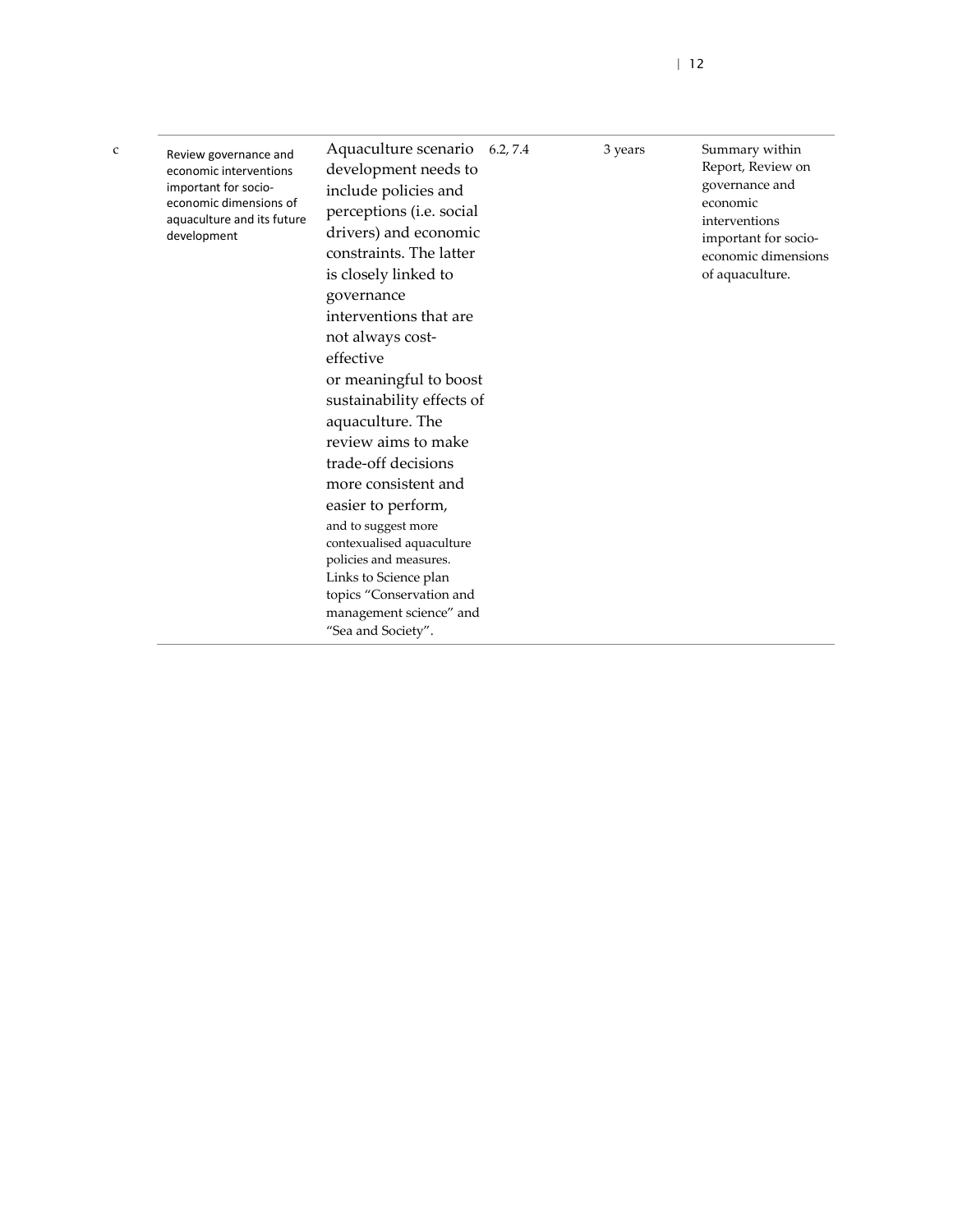| c | Review governance and economic interventions important for socio-economic dimensions of aquaculture and its future development | Aquaculture scenario development needs to include policies and perceptions (i.e. social drivers) and economic constraints. The latter is closely linked to governance interventions that are not always cost-effective or meaningful to boost sustainability effects of aquaculture. The review aims to make trade-off decisions more consistent and easier to perform, and to suggest more contexualised aquaculture policies and measures. Links to Science plan topics "Conservation and management science" and "Sea and Society". | 6.2, 7.4 | 3 years | Summary within Report, Review on governance and economic interventions important for socio-economic dimensions of aquaculture. |
|---|---|---|---|---|---|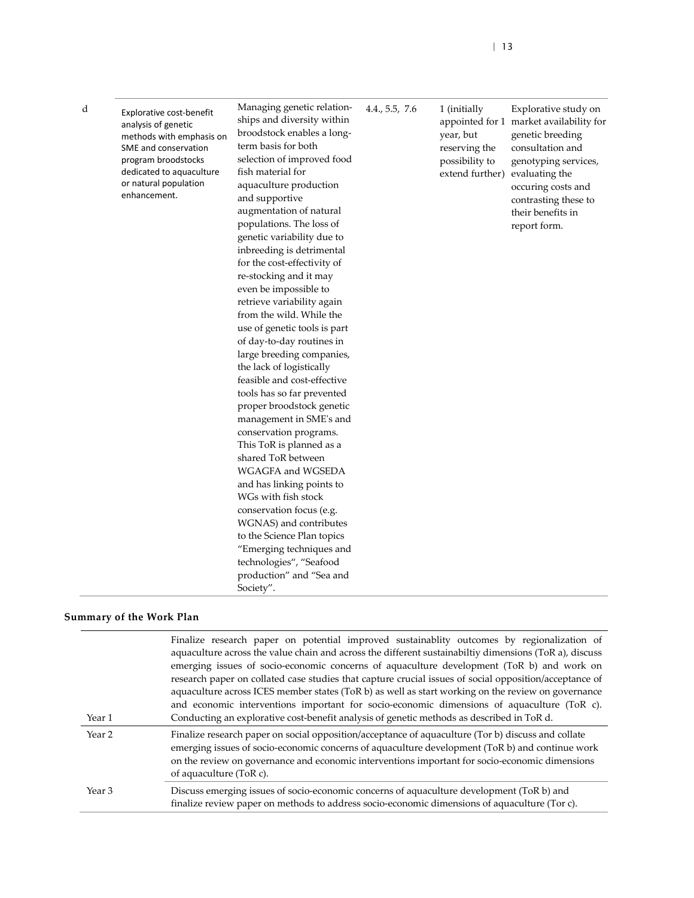| d | Explorative cost-benefit analysis of genetic methods with emphasis on SME and conservation program broodstocks dedicated to aquaculture or natural population enhancement. | Managing genetic relationships and diversity within broodstock enables a long-term basis for both selection of improved food fish material for aquaculture production and supportive augmentation of natural populations. The loss of genetic variability due to inbreeding is detrimental for the cost-effectivity of re-stocking and it may even be impossible to retrieve variability again from the wild. While the use of genetic tools is part of day-to-day routines in large breeding companies, the lack of logistically feasible and cost-effective tools has so far prevented proper broodstock genetic management in SME's and conservation programs. This ToR is planned as a shared ToR between WGAGFA and WGSEDA and has linking points to WGs with fish stock conservation focus (e.g. WGNAS) and contributes to the Science Plan topics "Emerging techniques and technologies", "Seafood production" and "Sea and Society". | 4.4., 5.5, 7.6 | 1 (initially appointed for 1 year, but reserving the possibility to extend further) | Explorative study on market availability for genetic breeding consultation and genotyping services, evaluating the occuring costs and contrasting these to their benefits in report form. |
|---|---|---|---|---|---|

## Summary of the Work Plan

| | |
|---|---|
| Year 1 | Finalize research paper on potential improved sustainablity outcomes by regionalization of aquaculture across the value chain and across the different sustainabiltiy dimensions (ToR a), discuss emerging issues of socio-economic concerns of aquaculture development (ToR b) and work on research paper on collated case studies that capture crucial issues of social opposition/acceptance of aquaculture across ICES member states (ToR b) as well as start working on the review on governance and economic interventions important for socio-economic dimensions of aquaculture (ToR c). Conducting an explorative cost-benefit analysis of genetic methods as described in ToR d. |
| Year 2 | Finalize research paper on social opposition/acceptance of aquaculture (Tor b) discuss and collate emerging issues of socio-economic concerns of aquaculture development (ToR b) and continue work on the review on governance and economic interventions important for socio-economic dimensions of aquaculture (ToR c). |
| Year 3 | Discuss emerging issues of socio-economic concerns of aquaculture development (ToR b) and finalize review paper on methods to address socio-economic dimensions of aquaculture (Tor c). |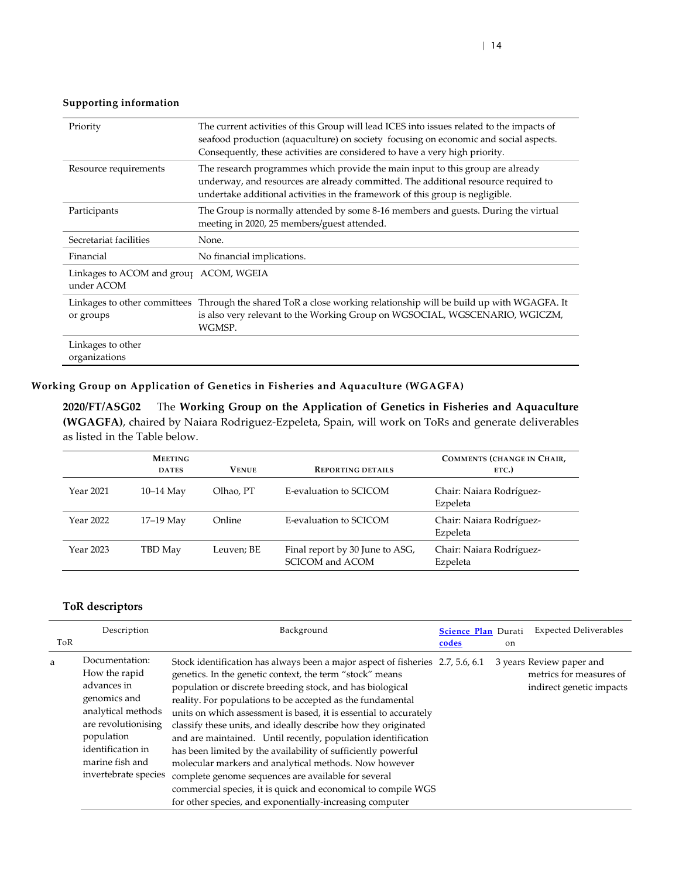### Supporting information

| | |
|---|---|
| Priority | The current activities of this Group will lead ICES into issues related to the impacts of seafood production (aquaculture) on society focusing on economic and social aspects. Consequently, these activities are considered to have a very high priority. |
| Resource requirements | The research programmes which provide the main input to this group are already underway, and resources are already committed. The additional resource required to undertake additional activities in the framework of this group is negligible. |
| Participants | The Group is normally attended by some 8-16 members and guests. During the virtual meeting in 2020, 25 members/guest attended. |
| Secretariat facilities | None. |
| Financial | No financial implications. |
| Linkages to ACOM and group under ACOM | ACOM, WGEIA |
| Linkages to other committees or groups | Through the shared ToR a close working relationship will be build up with WGAGFA. It is also very relevant to the Working Group on WGSOCIAL, WGSCENARIO, WGICZM, WGMSP. |
| Linkages to other organizations | |

## Working Group on Application of Genetics in Fisheries and Aquaculture (WGAGFA)

**2020/FT/ASG02** The **Working Group on the Application of Genetics in Fisheries and Aquaculture (WGAGFA)**, chaired by Naiara Rodriguez-Ezpeleta, Spain, will work on ToRs and generate deliverables as listed in the Table below.

| | Meeting dates | Venue | Reporting details | Comments (change in Chair, etc.) |
|---|---|---|---|---|
| Year 2021 | 10–14 May | Olhao, PT | E-evaluation to SCICOM | Chair: Naiara Rodríguez-Ezpeleta |
| Year 2022 | 17–19 May | Online | E-evaluation to SCICOM | Chair: Naiara Rodríguez-Ezpeleta |
| Year 2023 | TBD May | Leuven; BE | Final report by 30 June to ASG, SCICOM and ACOM | Chair: Naiara Rodríguez-Ezpeleta |

### ToR descriptors

| ToR | Description | Background | Science Plan codes | Duration | Expected Deliverables |
|---|---|---|---|---|---|
| a | Documentation: How the rapid advances in genomics and analytical methods are revolutionising population identification in marine fish and invertebrate species | Stock identification has always been a major aspect of fisheries genetics. In the genetic context, the term "stock" means population or discrete breeding stock, and has biological reality. For populations to be accepted as the fundamental units on which assessment is based, it is essential to accurately classify these units, and ideally describe how they originated and are maintained. Until recently, population identification has been limited by the availability of sufficiently powerful molecular markers and analytical methods. Now however complete genome sequences are available for several commercial species, it is quick and economical to compile WGS for other species, and exponentially-increasing computer | 2.7, 5.6, 6.1 | 3 years | Review paper and metrics for measures of indirect genetic impacts |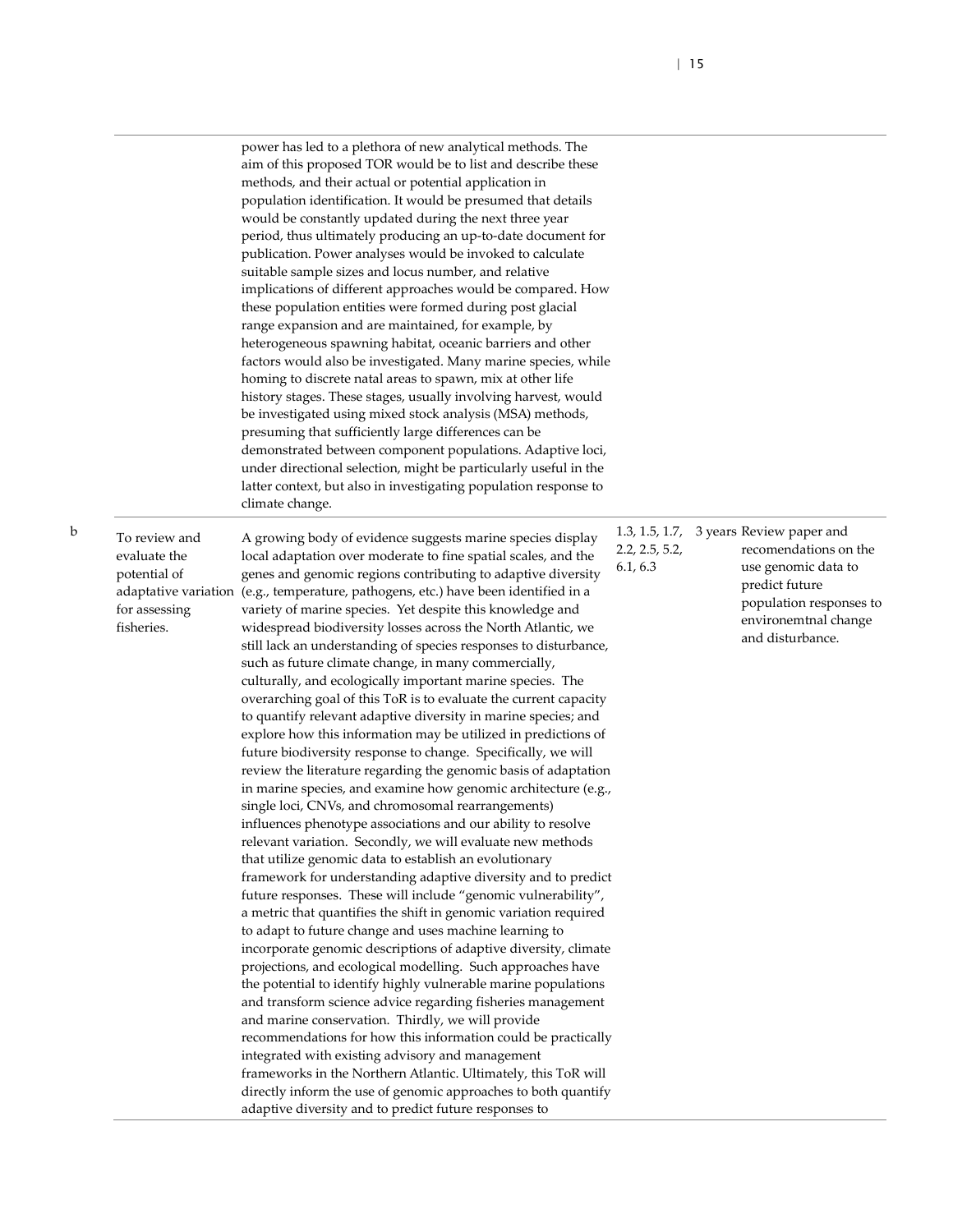| | | | | | |
|---|---|---|---|---|---|
| | | power has led to a plethora of new analytical methods. The aim of this proposed TOR would be to list and describe these methods, and their actual or potential application in population identification. It would be presumed that details would be constantly updated during the next three year period, thus ultimately producing an up-to-date document for publication. Power analyses would be invoked to calculate suitable sample sizes and locus number, and relative implications of different approaches would be compared. How these population entities were formed during post glacial range expansion and are maintained, for example, by heterogeneous spawning habitat, oceanic barriers and other factors would also be investigated. Many marine species, while homing to discrete natal areas to spawn, mix at other life history stages. These stages, usually involving harvest, would be investigated using mixed stock analysis (MSA) methods, presuming that sufficiently large differences can be demonstrated between component populations. Adaptive loci, under directional selection, might be particularly useful in the latter context, but also in investigating population response to climate change. | | | |
| b | To review and evaluate the potential of adaptative variation for assessing fisheries. | A growing body of evidence suggests marine species display local adaptation over moderate to fine spatial scales, and the genes and genomic regions contributing to adaptive diversity (e.g., temperature, pathogens, etc.) have been identified in a variety of marine species. Yet despite this knowledge and widespread biodiversity losses across the North Atlantic, we still lack an understanding of species responses to disturbance, such as future climate change, in many commercially, culturally, and ecologically important marine species. The overarching goal of this ToR is to evaluate the current capacity to quantify relevant adaptive diversity in marine species; and explore how this information may be utilized in predictions of future biodiversity response to change. Specifically, we will review the literature regarding the genomic basis of adaptation in marine species, and examine how genomic architecture (e.g., single loci, CNVs, and chromosomal rearrangements) influences phenotype associations and our ability to resolve relevant variation. Secondly, we will evaluate new methods that utilize genomic data to establish an evolutionary framework for understanding adaptive diversity and to predict future responses. These will include "genomic vulnerability", a metric that quantifies the shift in genomic variation required to adapt to future change and uses machine learning to incorporate genomic descriptions of adaptive diversity, climate projections, and ecological modelling. Such approaches have the potential to identify highly vulnerable marine populations and transform science advice regarding fisheries management and marine conservation. Thirdly, we will provide recommendations for how this information could be practically integrated with existing advisory and management frameworks in the Northern Atlantic. Ultimately, this ToR will directly inform the use of genomic approaches to both quantify adaptive diversity and to predict future responses to | 1.3, 1.5, 1.7, 2.2, 2.5, 5.2, 6.1, 6.3 | 3 years | Review paper and recomendations on the use genomic data to predict future population responses to environemtnal change and disturbance. |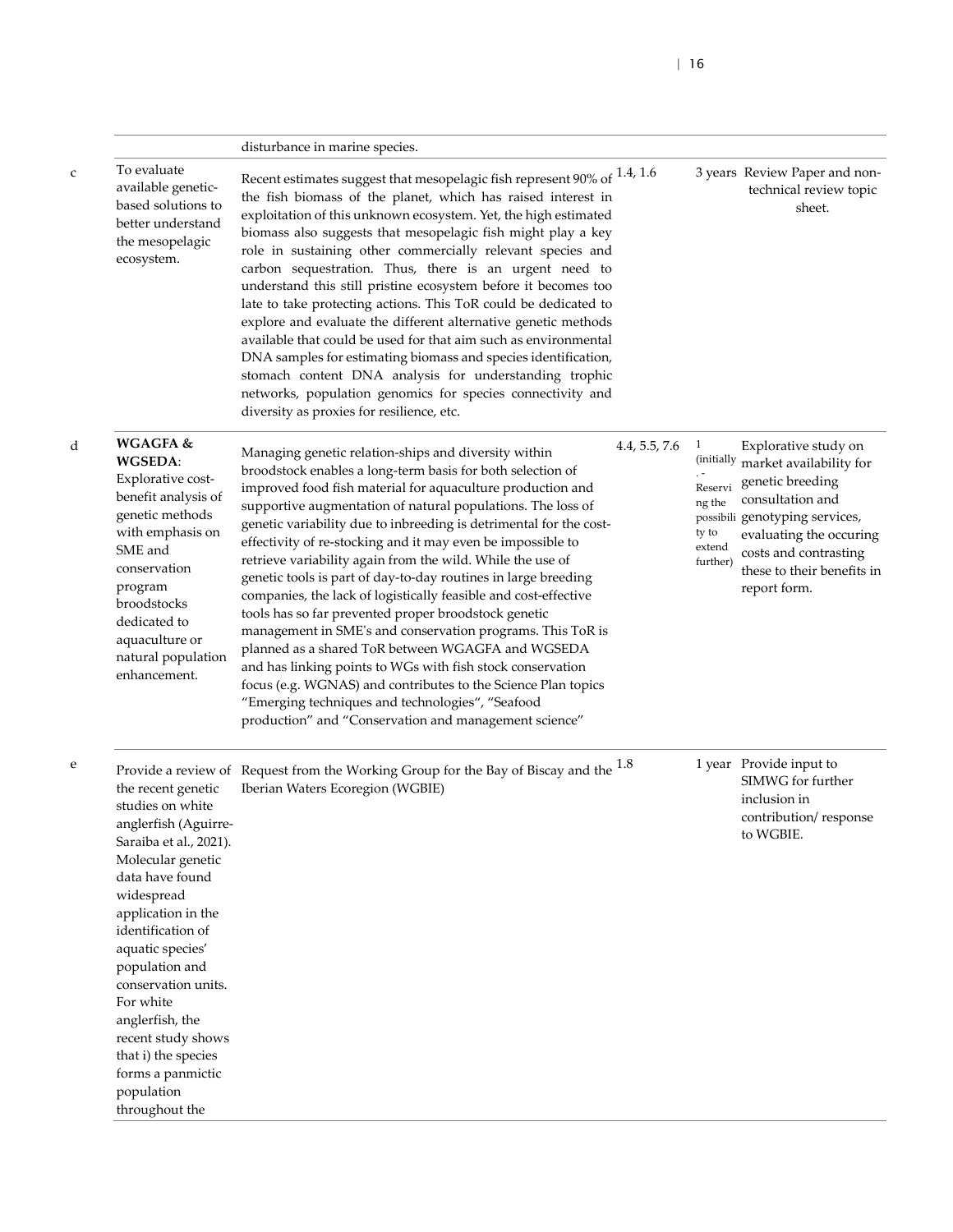| | | | | | |
|---|---|---|---|---|---|
| | | disturbance in marine species. | | | |
| c | To evaluate available genetic-based solutions to better understand the mesopelagic ecosystem. | Recent estimates suggest that mesopelagic fish represent 90% of the fish biomass of the planet, which has raised interest in exploitation of this unknown ecosystem. Yet, the high estimated biomass also suggests that mesopelagic fish might play a key role in sustaining other commercially relevant species and carbon sequestration. Thus, there is an urgent need to understand this still pristine ecosystem before it becomes too late to take protecting actions. This ToR could be dedicated to explore and evaluate the different alternative genetic methods available that could be used for that aim such as environmental DNA samples for estimating biomass and species identification, stomach content DNA analysis for understanding trophic networks, population genomics for species connectivity and diversity as proxies for resilience, etc. | 1.4, 1.6 | 3 years | Review Paper and non-technical review topic sheet. |
| d | **WGAGFA & WGSEDA**: Explorative cost-benefit analysis of genetic methods with emphasis on SME and conservation program broodstocks dedicated to aquaculture or natural population enhancement. | Managing genetic relation-ships and diversity within broodstock enables a long-term basis for both selection of improved food fish material for aquaculture production and supportive augmentation of natural populations. The loss of genetic variability due to inbreeding is detrimental for the cost-effectivity of re-stocking and it may even be impossible to retrieve variability again from the wild. While the use of genetic tools is part of day-to-day routines in large breeding companies, the lack of logistically feasible and cost-effective tools has so far prevented proper broodstock genetic management in SME's and conservation programs. This ToR is planned as a shared ToR between WGAGFA and WGSEDA and has linking points to WGs with fish stock conservation focus (e.g. WGNAS) and contributes to the Science Plan topics "Emerging techniques and technologies", "Seafood production" and "Conservation and management science" | 4.4, 5.5, 7.6 | 1 (initially. - Reserving the possibility to extend further) | Explorative study on market availability for genetic breeding consultation and genotyping services, evaluating the occuring costs and contrasting these to their benefits in report form. |
| e | Provide a review of the recent genetic studies on white anglerfish (Aguirre-Saraiba et al., 2021). Molecular genetic data have found widespread application in the identification of aquatic species' population and conservation units. For white anglerfish, the recent study shows that i) the species forms a panmictic population throughout the | Request from the Working Group for the Bay of Biscay and the Iberian Waters Ecoregion (WGBIE) | 1.8 | 1 year | Provide input to SIMWG for further inclusion in contribution/ response to WGBIE. |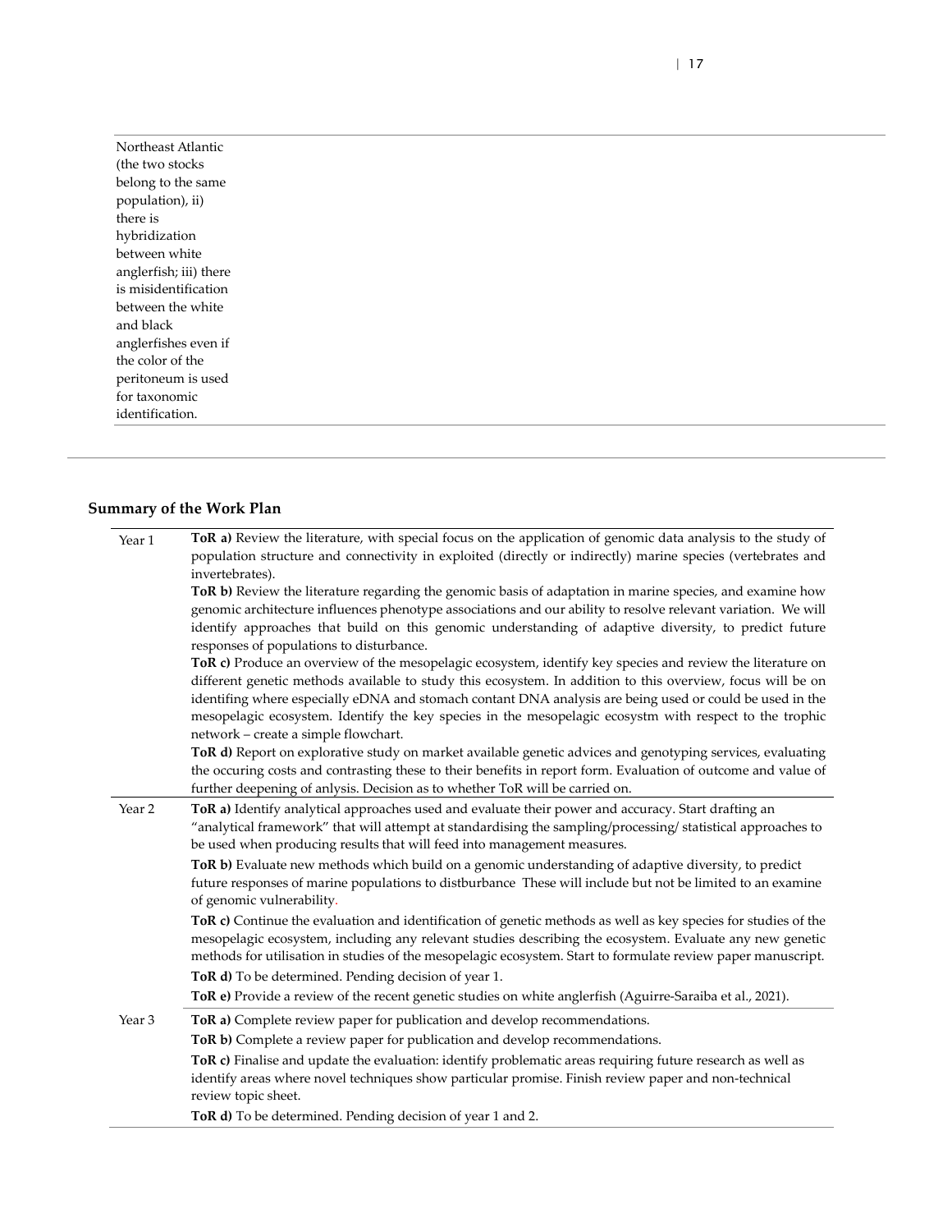| Northeast Atlantic (the two stocks belong to the same population), ii) there is hybridization between white anglerfish; iii) there is misidentification between the white and black anglerfishes even if the color of the peritoneum is used for taxonomic identification. |
| --- |

## Summary of the Work Plan

| | |
| --- | --- |
| Year 1 | **ToR a)** Review the literature, with special focus on the application of genomic data analysis to the study of population structure and connectivity in exploited (directly or indirectly) marine species (vertebrates and invertebrates).<br>**ToR b)** Review the literature regarding the genomic basis of adaptation in marine species, and examine how genomic architecture influences phenotype associations and our ability to resolve relevant variation. We will identify approaches that build on this genomic understanding of adaptive diversity, to predict future responses of populations to disturbance.<br>**ToR c)** Produce an overview of the mesopelagic ecosystem, identify key species and review the literature on different genetic methods available to study this ecosystem. In addition to this overview, focus will be on identifing where especially eDNA and stomach contant DNA analysis are being used or could be used in the mesopelagic ecosystem. Identify the key species in the mesopelagic ecosystm with respect to the trophic network – create a simple flowchart.<br>**ToR d)** Report on explorative study on market available genetic advices and genotyping services, evaluating the occuring costs and contrasting these to their benefits in report form. Evaluation of outcome and value of further deepening of anlysis. Decision as to whether ToR will be carried on. |
| Year 2 | **ToR a)** Identify analytical approaches used and evaluate their power and accuracy. Start drafting an "analytical framework" that will attempt at standardising the sampling/processing/ statistical approaches to be used when producing results that will feed into management measures.<br>**ToR b)** Evaluate new methods which build on a genomic understanding of adaptive diversity, to predict future responses of marine populations to distburbance These will include but not be limited to an examine of genomic vulnerability.<br>**ToR c)** Continue the evaluation and identification of genetic methods as well as key species for studies of the mesopelagic ecosystem, including any relevant studies describing the ecosystem. Evaluate any new genetic methods for utilisation in studies of the mesopelagic ecosystem. Start to formulate review paper manuscript.<br>**ToR d)** To be determined. Pending decision of year 1.<br>**ToR e)** Provide a review of the recent genetic studies on white anglerfish (Aguirre-Saraiba et al., 2021). |
| Year 3 | **ToR a)** Complete review paper for publication and develop recommendations.<br>**ToR b)** Complete a review paper for publication and develop recommendations.<br>**ToR c)** Finalise and update the evaluation: identify problematic areas requiring future research as well as identify areas where novel techniques show particular promise. Finish review paper and non-technical review topic sheet.<br>**ToR d)** To be determined. Pending decision of year 1 and 2. |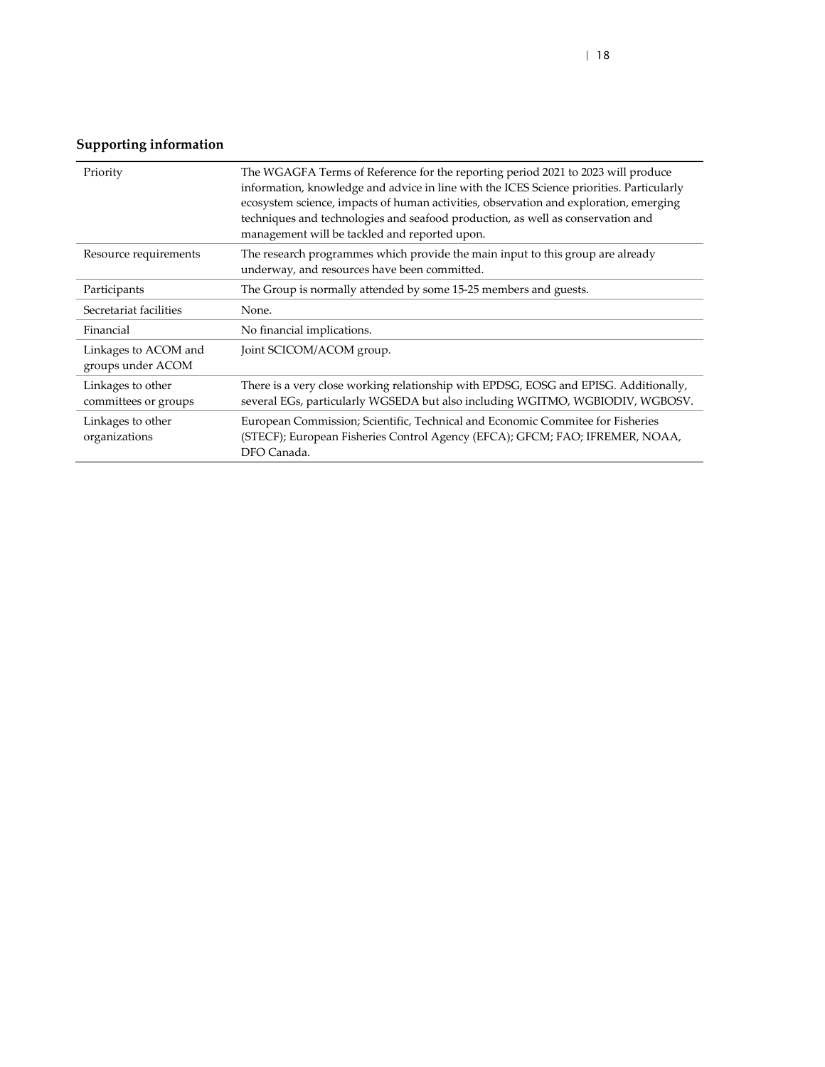## Supporting information

| | |
|---|---|
| Priority | The WGAGFA Terms of Reference for the reporting period 2021 to 2023 will produce information, knowledge and advice in line with the ICES Science priorities. Particularly ecosystem science, impacts of human activities, observation and exploration, emerging techniques and technologies and seafood production, as well as conservation and management will be tackled and reported upon. |
| Resource requirements | The research programmes which provide the main input to this group are already underway, and resources have been committed. |
| Participants | The Group is normally attended by some 15-25 members and guests. |
| Secretariat facilities | None. |
| Financial | No financial implications. |
| Linkages to ACOM and groups under ACOM | Joint SCICOM/ACOM group. |
| Linkages to other committees or groups | There is a very close working relationship with EPDSG, EOSG and EPISG. Additionally, several EGs, particularly WGSEDA but also including WGITMO, WGBIODIV, WGBOSV. |
| Linkages to other organizations | European Commission; Scientific, Technical and Economic Commitee for Fisheries (STECF); European Fisheries Control Agency (EFCA); GFCM; FAO; IFREMER, NOAA, DFO Canada. |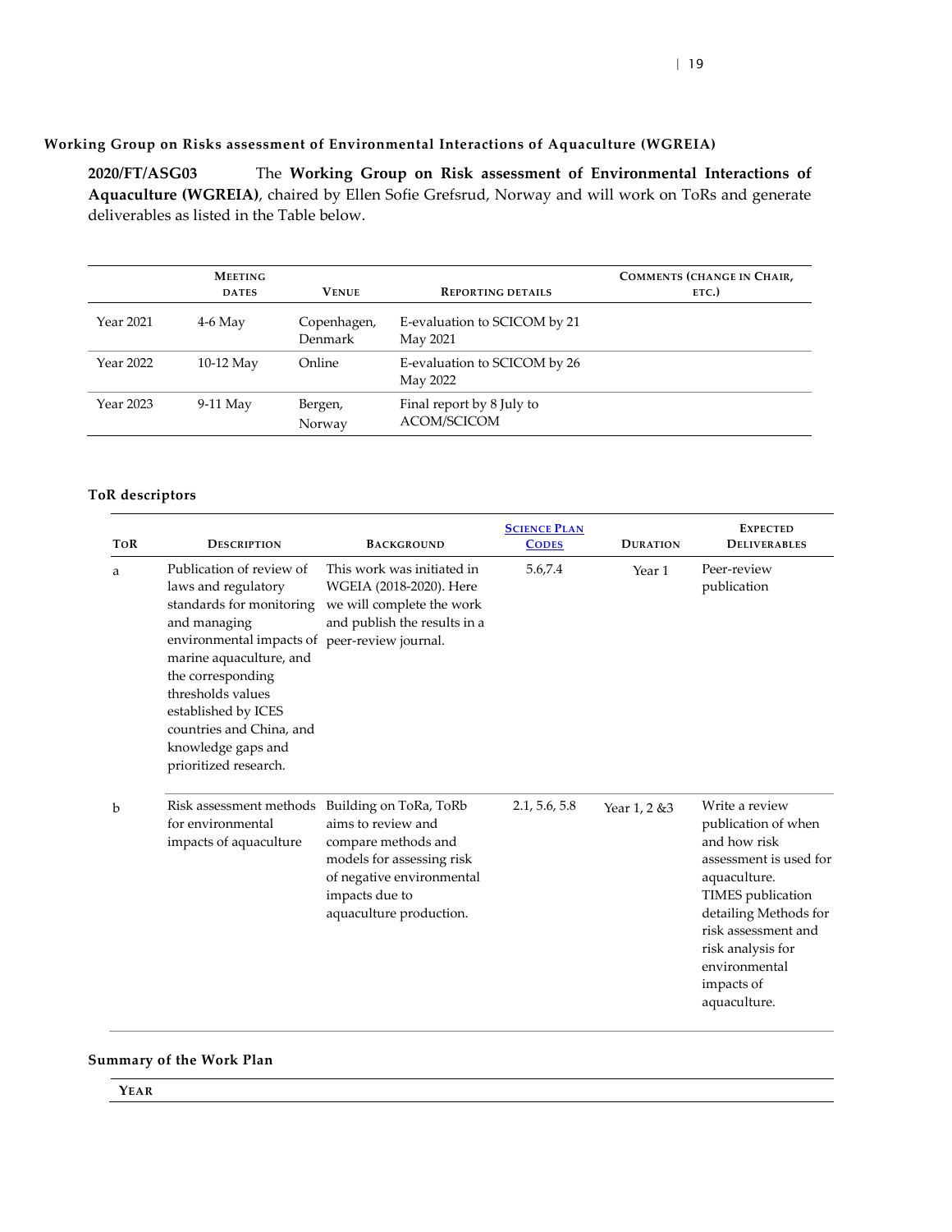### Working Group on Risks assessment of Environmental Interactions of Aquaculture (WGREIA)

**2020/FT/ASG03** The **Working Group on Risk assessment of Environmental Interactions of Aquaculture (WGREIA)**, chaired by Ellen Sofie Grefsrud, Norway and will work on ToRs and generate deliverables as listed in the Table below.

| | Meeting dates | Venue | Reporting details | Comments (change in Chair, etc.) |
|---|---|---|---|---|
| Year 2021 | 4-6 May | Copenhagen, Denmark | E-evaluation to SCICOM by 21 May 2021 | |
| Year 2022 | 10-12 May | Online | E-evaluation to SCICOM by 26 May 2022 | |
| Year 2023 | 9-11 May | Bergen, Norway | Final report by 8 July to ACOM/SCICOM | |

#### ToR descriptors

| ToR | Description | Background | Science Plan Codes | Duration | Expected Deliverables |
|---|---|---|---|---|---|
| a | Publication of review of laws and regulatory standards for monitoring and managing environmental impacts of marine aquaculture, and the corresponding thresholds values established by ICES countries and China, and knowledge gaps and prioritized research. | This work was initiated in WGEIA (2018-2020). Here we will complete the work and publish the results in a peer-review journal. | 5.6,7.4 | Year 1 | Peer-review publication |
| b | Risk assessment methods for environmental impacts of aquaculture | Building on ToRa, ToRb aims to review and compare methods and models for assessing risk of negative environmental impacts due to aquaculture production. | 2.1, 5.6, 5.8 | Year 1, 2 &3 | Write a review publication of when and how risk assessment is used for aquaculture. TIMES publication detailing Methods for risk assessment and risk analysis for environmental impacts of aquaculture. |

#### Summary of the Work Plan

| Year |
|---|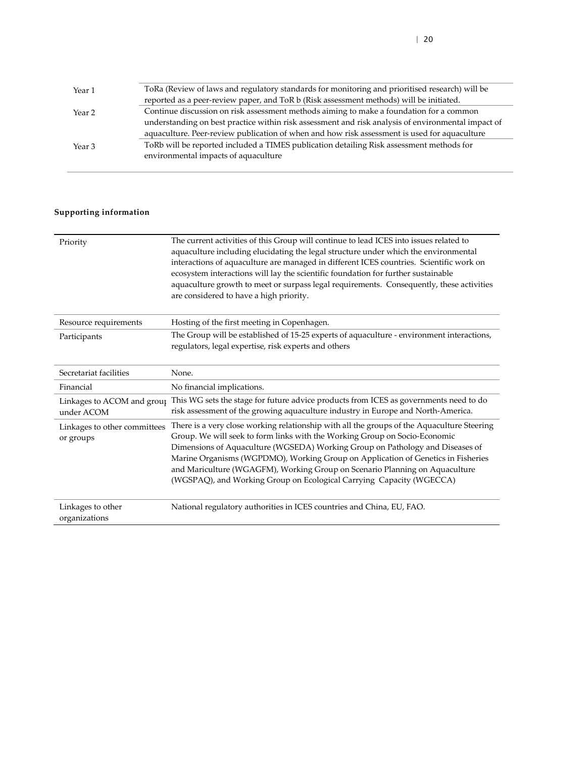| | |
|---|---|
| Year 1 | ToRa (Review of laws and regulatory standards for monitoring and prioritised research) will be reported as a peer-review paper, and ToR b (Risk assessment methods) will be initiated. |
| Year 2 | Continue discussion on risk assessment methods aiming to make a foundation for a common understanding on best practice within risk assessment and risk analysis of environmental impact of aquaculture. Peer-review publication of when and how risk assessment is used for aquaculture |
| Year 3 | ToRb will be reported included a TIMES publication detailing Risk assessment methods for environmental impacts of aquaculture |

**Supporting information**

| | |
|---|---|
| Priority | The current activities of this Group will continue to lead ICES into issues related to aquaculture including elucidating the legal structure under which the environmental interactions of aquaculture are managed in different ICES countries. Scientific work on ecosystem interactions will lay the scientific foundation for further sustainable aquaculture growth to meet or surpass legal requirements. Consequently, these activities are considered to have a high priority. |
| Resource requirements | Hosting of the first meeting in Copenhagen. |
| Participants | The Group will be established of 15-25 experts of aquaculture - environment interactions, regulators, legal expertise, risk experts and others |
| Secretariat facilities | None. |
| Financial | No financial implications. |
| Linkages to ACOM and group under ACOM | This WG sets the stage for future advice products from ICES as governments need to do risk assessment of the growing aquaculture industry in Europe and North-America. |
| Linkages to other committees or groups | There is a very close working relationship with all the groups of the Aquaculture Steering Group. We will seek to form links with the Working Group on Socio-Economic Dimensions of Aquaculture (WGSEDA) Working Group on Pathology and Diseases of Marine Organisms (WGPDMO), Working Group on Application of Genetics in Fisheries and Mariculture (WGAGFM), Working Group on Scenario Planning on Aquaculture (WGSPAQ), and Working Group on Ecological Carrying Capacity (WGECCA) |
| Linkages to other organizations | National regulatory authorities in ICES countries and China, EU, FAO. |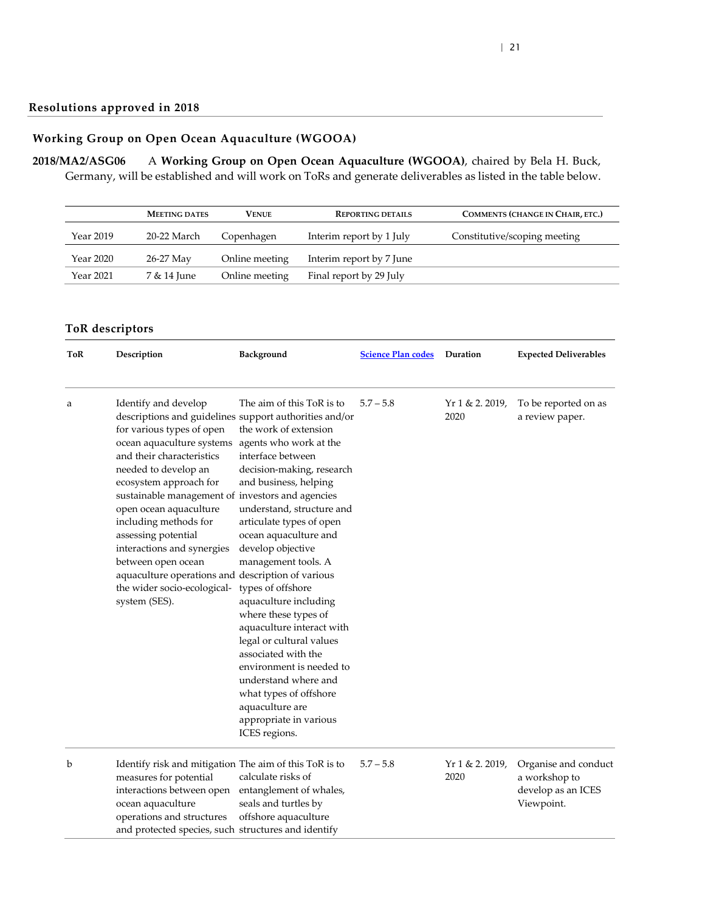## Resolutions approved in 2018

### Working Group on Open Ocean Aquaculture (WGOOA)

**2018/MA2/ASG06** A **Working Group on Open Ocean Aquaculture (WGOOA)**, chaired by Bela H. Buck, Germany, will be established and will work on ToRs and generate deliverables as listed in the table below.

| | Meeting dates | Venue | Reporting details | Comments (change in Chair, etc.) |
|---|---|---|---|---|
| Year 2019 | 20-22 March | Copenhagen | Interim report by 1 July | Constitutive/scoping meeting |
| Year 2020 | 26-27 May | Online meeting | Interim report by 7 June | |
| Year 2021 | 7 & 14 June | Online meeting | Final report by 29 July | |

### ToR descriptors

| ToR | Description | Background | Science Plan codes | Duration | Expected Deliverables |
|---|---|---|---|---|---|
| a | Identify and develop descriptions and guidelines for various types of open ocean aquaculture systems and their characteristics needed to develop an ecosystem approach for sustainable management of open ocean aquaculture including methods for assessing potential interactions and synergies between open ocean aquaculture operations and the wider socio-ecological-system (SES). | The aim of this ToR is to support authorities and/or the work of extension agents who work at the interface between decision-making, research and business, helping investors and agencies understand, structure and articulate types of open ocean aquaculture and develop objective management tools. A description of various types of offshore aquaculture including where these types of aquaculture interact with legal or cultural values associated with the environment is needed to understand where and what types of offshore aquaculture are appropriate in various ICES regions. | 5.7 – 5.8 | Yr 1 & 2. 2019, 2020 | To be reported on as a review paper. |
| b | Identify risk and mitigation measures for potential interactions between open ocean aquaculture operations and structures and protected species, such | The aim of this ToR is to calculate risks of entanglement of whales, seals and turtles by offshore aquaculture structures and identify | 5.7 – 5.8 | Yr 1 & 2. 2019, 2020 | Organise and conduct a workshop to develop as an ICES Viewpoint. |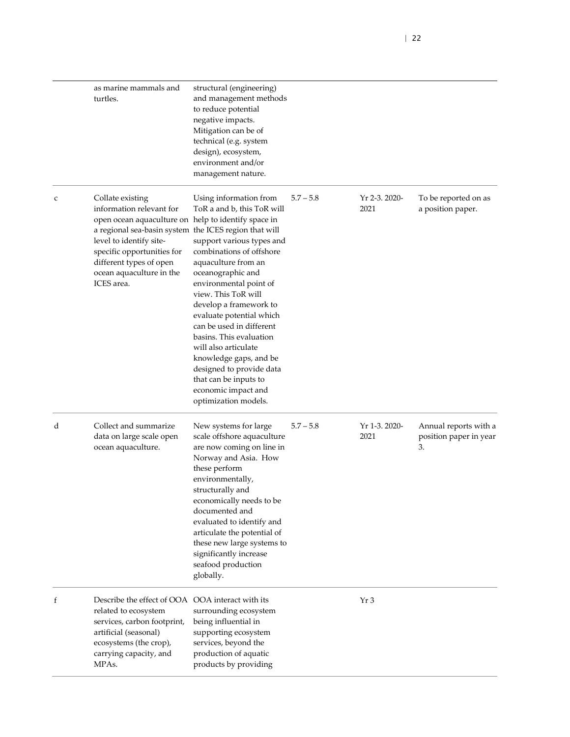| | | | | | |
|---|---|---|---|---|---|
| | as marine mammals and turtles. | structural (engineering) and management methods to reduce potential negative impacts. Mitigation can be of technical (e.g. system design), ecosystem, environment and/or management nature. | | | |
| c | Collate existing information relevant for open ocean aquaculture on a regional sea-basin system level to identify site-specific opportunities for different types of open ocean aquaculture in the ICES area. | Using information from ToR a and b, this ToR will help to identify space in the ICES region that will support various types and combinations of offshore aquaculture from an oceanographic and environmental point of view. This ToR will develop a framework to evaluate potential which can be used in different basins. This evaluation will also articulate knowledge gaps, and be designed to provide data that can be inputs to economic impact and optimization models. | 5.7 – 5.8 | Yr 2-3. 2020-2021 | To be reported on as a position paper. |
| d | Collect and summarize data on large scale open ocean aquaculture. | New systems for large scale offshore aquaculture are now coming on line in Norway and Asia. How these perform environmentally, structurally and economically needs to be documented and evaluated to identify and articulate the potential of these new large systems to significantly increase seafood production globally. | 5.7 – 5.8 | Yr 1-3. 2020-2021 | Annual reports with a position paper in year 3. |
| f | Describe the effect of OOA related to ecosystem services, carbon footprint, artificial (seasonal) ecosystems (the crop), carrying capacity, and MPAs. | OOA interact with its surrounding ecosystem being influential in supporting ecosystem services, beyond the production of aquatic products by providing | | Yr 3 | |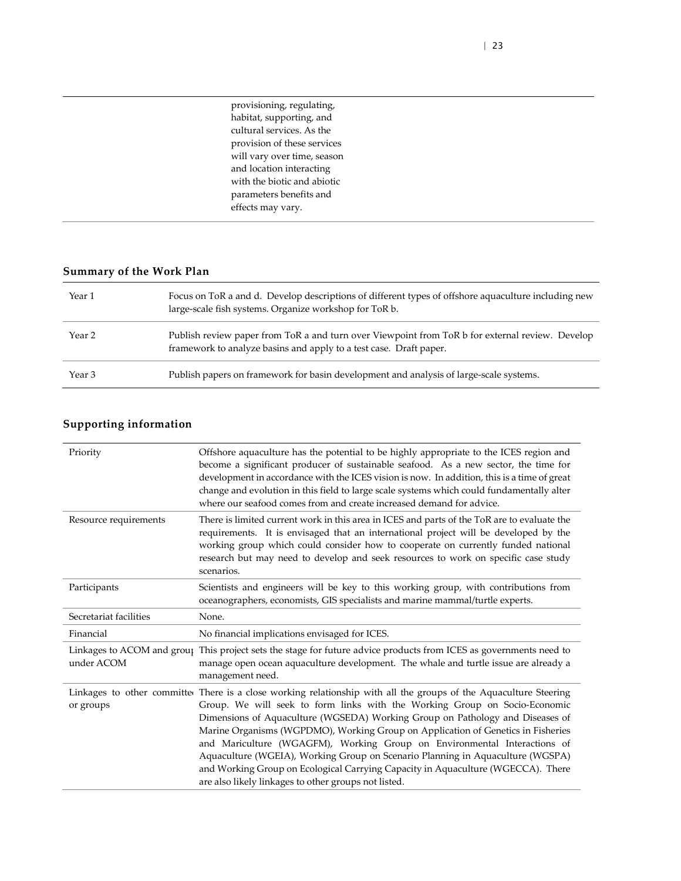| | provisioning, regulating, habitat, supporting, and cultural services. As the provision of these services will vary over time, season and location interacting with the biotic and abiotic parameters benefits and effects may vary. | |
|---|---|---|

## Summary of the Work Plan

| | |
|---|---|
| Year 1 | Focus on ToR a and d. Develop descriptions of different types of offshore aquaculture including new large-scale fish systems. Organize workshop for ToR b. |
| Year 2 | Publish review paper from ToR a and turn over Viewpoint from ToR b for external review. Develop framework to analyze basins and apply to a test case. Draft paper. |
| Year 3 | Publish papers on framework for basin development and analysis of large-scale systems. |

## Supporting information

| | |
|---|---|
| Priority | Offshore aquaculture has the potential to be highly appropriate to the ICES region and become a significant producer of sustainable seafood. As a new sector, the time for development in accordance with the ICES vision is now. In addition, this is a time of great change and evolution in this field to large scale systems which could fundamentally alter where our seafood comes from and create increased demand for advice. |
| Resource requirements | There is limited current work in this area in ICES and parts of the ToR are to evaluate the requirements. It is envisaged that an international project will be developed by the working group which could consider how to cooperate on currently funded national research but may need to develop and seek resources to work on specific case study scenarios. |
| Participants | Scientists and engineers will be key to this working group, with contributions from oceanographers, economists, GIS specialists and marine mammal/turtle experts. |
| Secretariat facilities | None. |
| Financial | No financial implications envisaged for ICES. |
| Linkages to ACOM and group under ACOM | This project sets the stage for future advice products from ICES as governments need to manage open ocean aquaculture development. The whale and turtle issue are already a management need. |
| Linkages to other committee or groups | There is a close working relationship with all the groups of the Aquaculture Steering Group. We will seek to form links with the Working Group on Socio-Economic Dimensions of Aquaculture (WGSEDA) Working Group on Pathology and Diseases of Marine Organisms (WGPDMO), Working Group on Application of Genetics in Fisheries and Mariculture (WGAGFM), Working Group on Environmental Interactions of Aquaculture (WGEIA), Working Group on Scenario Planning in Aquaculture (WGSPA) and Working Group on Ecological Carrying Capacity in Aquaculture (WGECCA). There are also likely linkages to other groups not listed. |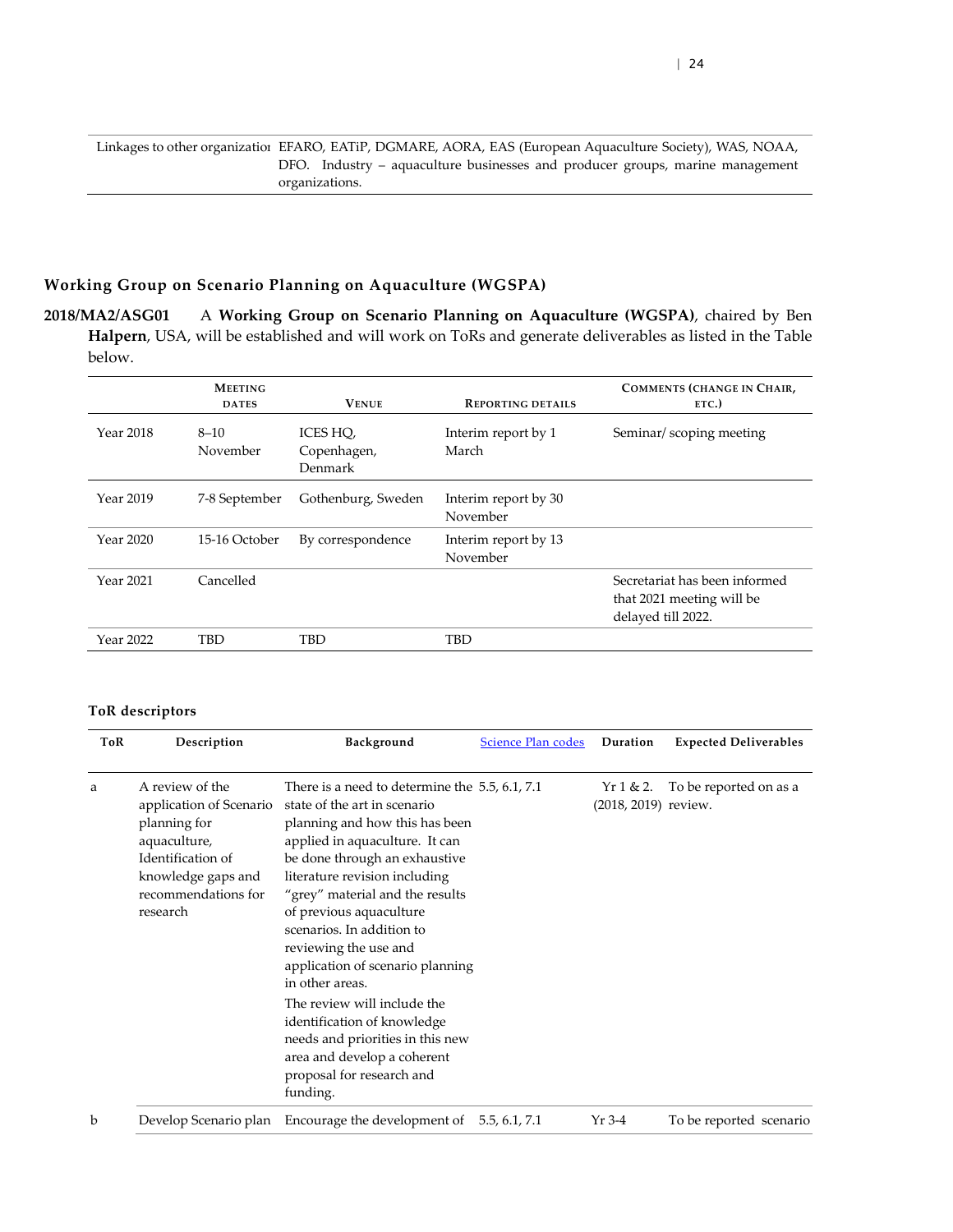| Linkages to other organizations | EFARO, EATiP, DGMARE, AORA, EAS (European Aquaculture Society), WAS, NOAA, DFO. Industry – aquaculture businesses and producer groups, marine management organizations. |
|---|---|

## Working Group on Scenario Planning on Aquaculture (WGSPA)

**2018/MA2/ASG01** A **Working Group on Scenario Planning on Aquaculture (WGSPA)**, chaired by Ben **Halpern**, USA, will be established and will work on ToRs and generate deliverables as listed in the Table below.

| | Meeting dates | Venue | Reporting details | Comments (change in Chair, etc.) |
|---|---|---|---|---|
| Year 2018 | 8–10 November | ICES HQ, Copenhagen, Denmark | Interim report by 1 March | Seminar/ scoping meeting |
| Year 2019 | 7-8 September | Gothenburg, Sweden | Interim report by 30 November | |
| Year 2020 | 15-16 October | By correspondence | Interim report by 13 November | |
| Year 2021 | Cancelled | | | Secretariat has been informed that 2021 meeting will be delayed till 2022. |
| Year 2022 | TBD | TBD | TBD | |

### ToR descriptors

| ToR | Description | Background | Science Plan codes | Duration | Expected Deliverables |
|---|---|---|---|---|---|
| a | A review of the application of Scenario planning for aquaculture, Identification of knowledge gaps and recommendations for research | There is a need to determine the state of the art in scenario planning and how this has been applied in aquaculture. It can be done through an exhaustive literature revision including "grey" material and the results of previous aquaculture scenarios. In addition to reviewing the use and application of scenario planning in other areas. The review will include the identification of knowledge needs and priorities in this new area and develop a coherent proposal for research and funding. | 5.5, 6.1, 7.1 | Yr 1 & 2. (2018, 2019) | To be reported on as a review. |
| b | Develop Scenario plan | Encourage the development of | 5.5, 6.1, 7.1 | Yr 3-4 | To be reported scenario |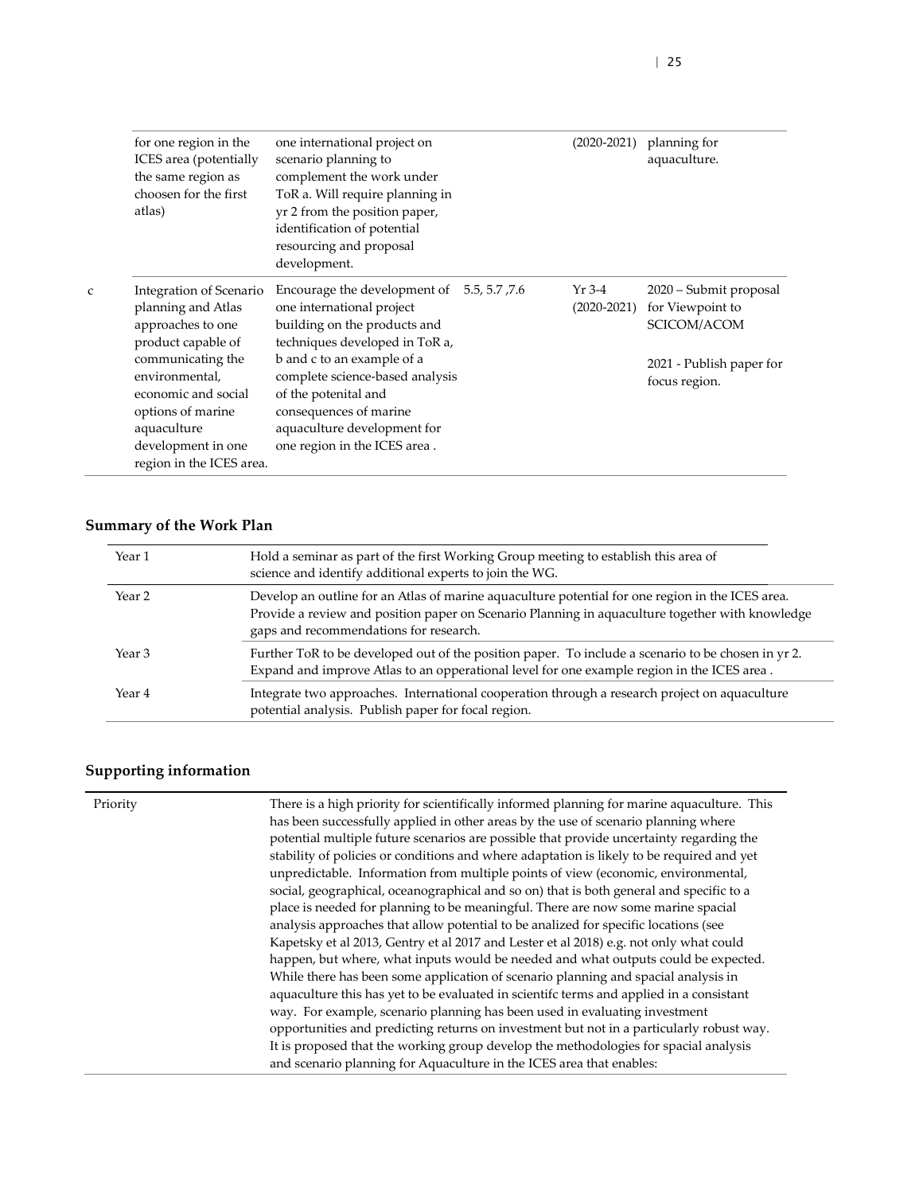|   |   |   |   |   |   |
|---|---|---|---|---|---|
|   | for one region in the ICES area (potentially the same region as choosen for the first atlas) | one international project on scenario planning to complement the work under ToR a. Will require planning in yr 2 from the position paper, identification of potential resourcing and proposal development. |   | (2020-2021) | planning for aquaculture. |
| c | Integration of Scenario planning and Atlas approaches to one product capable of communicating the environmental, economic and social options of marine aquaculture development in one region in the ICES area. | Encourage the development of one international project building on the products and techniques developed in ToR a, b and c to an example of a complete science-based analysis of the potenital and consequences of marine aquaculture development for one region in the ICES area . | 5.5, 5.7 ,7.6 | Yr 3-4 (2020-2021) | 2020 – Submit proposal for Viewpoint to SCICOM/ACOM<br><br>2021 - Publish paper for focus region. |

## Summary of the Work Plan

|   |   |
|---|---|
| Year 1 | Hold a seminar as part of the first Working Group meeting to establish this area of science and identify additional experts to join the WG. |
| Year 2 | Develop an outline for an Atlas of marine aquaculture potential for one region in the ICES area. Provide a review and position paper on Scenario Planning in aquaculture together with knowledge gaps and recommendations for research. |
| Year 3 | Further ToR to be developed out of the position paper. To include a scenario to be chosen in yr 2. Expand and improve Atlas to an opperational level for one example region in the ICES area . |
| Year 4 | Integrate two approaches. International cooperation through a research project on aquaculture potential analysis. Publish paper for focal region. |

## Supporting information

|   |   |
|---|---|
| Priority | There is a high priority for scientifically informed planning for marine aquaculture. This has been successfully applied in other areas by the use of scenario planning where potential multiple future scenarios are possible that provide uncertainty regarding the stability of policies or conditions and where adaptation is likely to be required and yet unpredictable. Information from multiple points of view (economic, environmental, social, geographical, oceanographical and so on) that is both general and specific to a place is needed for planning to be meaningful. There are now some marine spacial analysis approaches that allow potential to be analized for specific locations (see Kapetsky et al 2013, Gentry et al 2017 and Lester et al 2018) e.g. not only what could happen, but where, what inputs would be needed and what outputs could be expected. While there has been some application of scenario planning and spacial analysis in aquaculture this has yet to be evaluated in scientifc terms and applied in a consistant way. For example, scenario planning has been used in evaluating investment opportunities and predicting returns on investment but not in a particularly robust way. It is proposed that the working group develop the methodologies for spacial analysis and scenario planning for Aquaculture in the ICES area that enables: |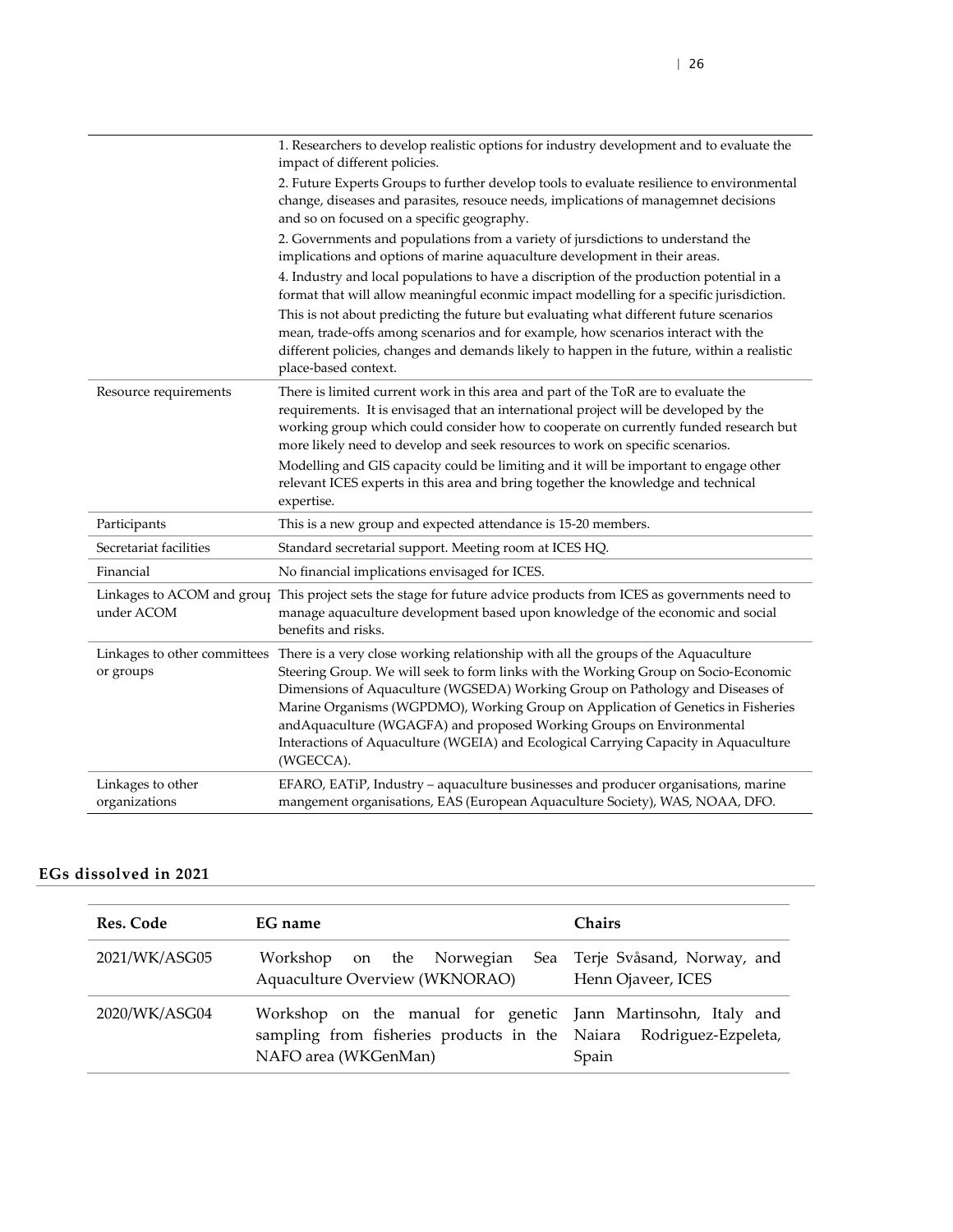| | |
|---|---|
| | 1. Researchers to develop realistic options for industry development and to evaluate the impact of different policies.<br>2. Future Experts Groups to further develop tools to evaluate resilience to environmental change, diseases and parasites, resouce needs, implications of managemnet decisions and so on focused on a specific geography.<br>2. Governments and populations from a variety of jursdictions to understand the implications and options of marine aquaculture development in their areas.<br>4. Industry and local populations to have a discription of the production potential in a format that will allow meaningful econmic impact modelling for a specific jurisdiction.<br>This is not about predicting the future but evaluating what different future scenarios mean, trade-offs among scenarios and for example, how scenarios interact with the different policies, changes and demands likely to happen in the future, within a realistic place-based context. |
| Resource requirements | There is limited current work in this area and part of the ToR are to evaluate the requirements. It is envisaged that an international project will be developed by the working group which could consider how to cooperate on currently funded research but more likely need to develop and seek resources to work on specific scenarios.<br>Modelling and GIS capacity could be limiting and it will be important to engage other relevant ICES experts in this area and bring together the knowledge and technical expertise. |
| Participants | This is a new group and expected attendance is 15-20 members. |
| Secretariat facilities | Standard secretarial support. Meeting room at ICES HQ. |
| Financial | No financial implications envisaged for ICES. |
| Linkages to ACOM and group under ACOM | This project sets the stage for future advice products from ICES as governments need to manage aquaculture development based upon knowledge of the economic and social benefits and risks. |
| Linkages to other committees or groups | There is a very close working relationship with all the groups of the Aquaculture Steering Group. We will seek to form links with the Working Group on Socio-Economic Dimensions of Aquaculture (WGSEDA) Working Group on Pathology and Diseases of Marine Organisms (WGPDMO), Working Group on Application of Genetics in Fisheries andAquaculture (WGAGFA) and proposed Working Groups on Environmental Interactions of Aquaculture (WGEIA) and Ecological Carrying Capacity in Aquaculture (WGECCA). |
| Linkages to other organizations | EFARO, EATiP, Industry – aquaculture businesses and producer organisations, marine mangement organisations, EAS (European Aquaculture Society), WAS, NOAA, DFO. |

## EGs dissolved in 2021

| Res. Code | EG name | Chairs |
|---|---|---|
| 2021/WK/ASG05 | Workshop on the Norwegian Sea Aquaculture Overview (WKNORAO) | Terje Svåsand, Norway, and Henn Ojaveer, ICES |
| 2020/WK/ASG04 | Workshop on the manual for genetic sampling from fisheries products in the NAFO area (WKGenMan) | Jann Martinsohn, Italy and Naiara Rodriguez-Ezpeleta, Spain |